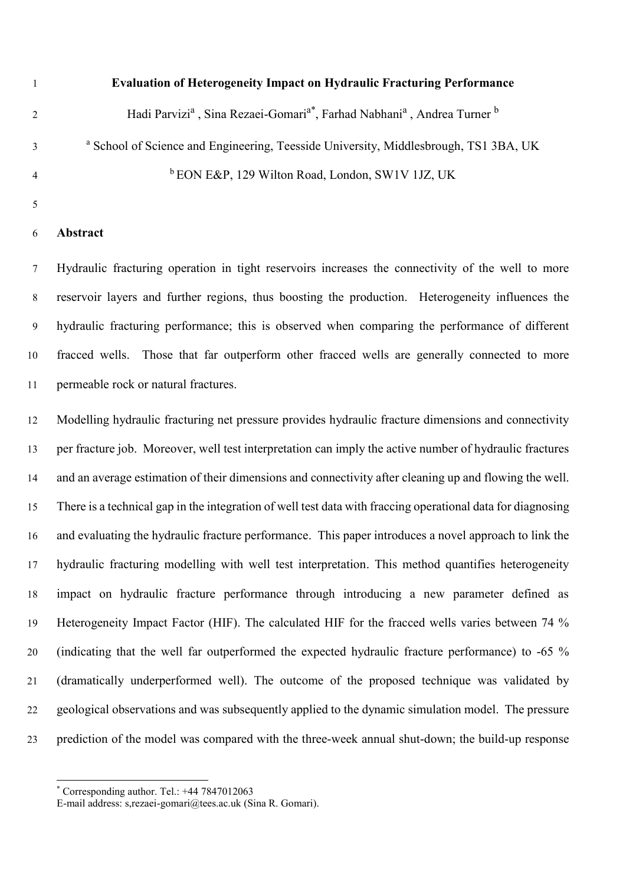# Evaluation of Heterogeneity Impact on Hydraulic Fracturing Performance

Hadi Parvizi[a] , Sina Rezaei-Gomari[a*], Farhad Nabhani[a] , Andrea Turner [b]

[a] School of Science and Engineering, Teesside University, Middlesbrough, TS1 3BA, UK

[b] EON E&P, 129 Wilton Road, London, SW1V 1JZ, UK

## Abstract

Hydraulic fracturing operation in tight reservoirs increases the connectivity of the well to more reservoir layers and further regions, thus boosting the production. Heterogeneity influences the hydraulic fracturing performance; this is observed when comparing the performance of different fracced wells. Those that far outperform other fracced wells are generally connected to more permeable rock or natural fractures.

Modelling hydraulic fracturing net pressure provides hydraulic fracture dimensions and connectivity per fracture job. Moreover, well test interpretation can imply the active number of hydraulic fractures and an average estimation of their dimensions and connectivity after cleaning up and flowing the well. There is a technical gap in the integration of well test data with fraccing operational data for diagnosing and evaluating the hydraulic fracture performance. This paper introduces a novel approach to link the hydraulic fracturing modelling with well test interpretation. This method quantifies heterogeneity impact on hydraulic fracture performance through introducing a new parameter defined as Heterogeneity Impact Factor (HIF). The calculated HIF for the fracced wells varies between 74 % (indicating that the well far outperformed the expected hydraulic fracture performance) to -65 % (dramatically underperformed well). The outcome of the proposed technique was validated by geological observations and was subsequently applied to the dynamic simulation model. The pressure prediction of the model was compared with the three-week annual shut-down; the build-up response

---

[*] Corresponding author. Tel.: +44 7847012063
E-mail address: s,rezaei-gomari@tees.ac.uk (Sina R. Gomari).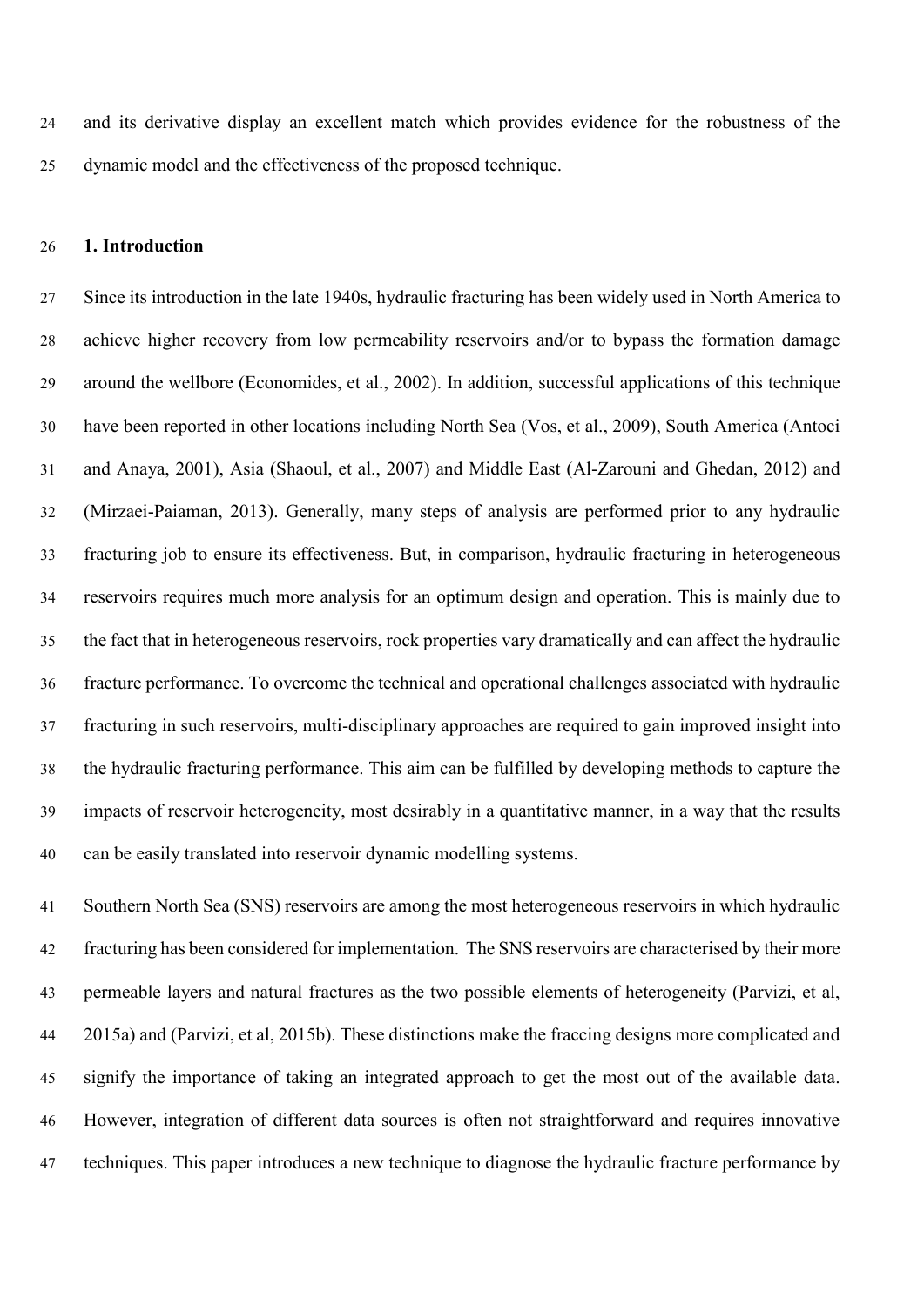and its derivative display an excellent match which provides evidence for the robustness of the dynamic model and the effectiveness of the proposed technique.

## 1. Introduction

Since its introduction in the late 1940s, hydraulic fracturing has been widely used in North America to achieve higher recovery from low permeability reservoirs and/or to bypass the formation damage around the wellbore (Economides, et al., 2002). In addition, successful applications of this technique have been reported in other locations including North Sea (Vos, et al., 2009), South America (Antoci and Anaya, 2001), Asia (Shaoul, et al., 2007) and Middle East (Al-Zarouni and Ghedan, 2012) and (Mirzaei-Paiaman, 2013). Generally, many steps of analysis are performed prior to any hydraulic fracturing job to ensure its effectiveness. But, in comparison, hydraulic fracturing in heterogeneous reservoirs requires much more analysis for an optimum design and operation. This is mainly due to the fact that in heterogeneous reservoirs, rock properties vary dramatically and can affect the hydraulic fracture performance. To overcome the technical and operational challenges associated with hydraulic fracturing in such reservoirs, multi-disciplinary approaches are required to gain improved insight into the hydraulic fracturing performance. This aim can be fulfilled by developing methods to capture the impacts of reservoir heterogeneity, most desirably in a quantitative manner, in a way that the results can be easily translated into reservoir dynamic modelling systems.

Southern North Sea (SNS) reservoirs are among the most heterogeneous reservoirs in which hydraulic fracturing has been considered for implementation. The SNS reservoirs are characterised by their more permeable layers and natural fractures as the two possible elements of heterogeneity (Parvizi, et al, 2015a) and (Parvizi, et al, 2015b). These distinctions make the fraccing designs more complicated and signify the importance of taking an integrated approach to get the most out of the available data. However, integration of different data sources is often not straightforward and requires innovative techniques. This paper introduces a new technique to diagnose the hydraulic fracture performance by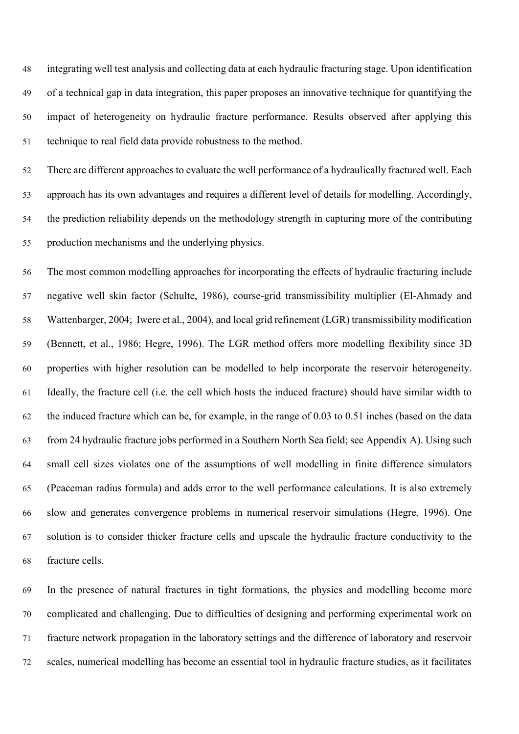integrating well test analysis and collecting data at each hydraulic fracturing stage. Upon identification of a technical gap in data integration, this paper proposes an innovative technique for quantifying the impact of heterogeneity on hydraulic fracture performance. Results observed after applying this technique to real field data provide robustness to the method.

There are different approaches to evaluate the well performance of a hydraulically fractured well. Each approach has its own advantages and requires a different level of details for modelling. Accordingly, the prediction reliability depends on the methodology strength in capturing more of the contributing production mechanisms and the underlying physics.

The most common modelling approaches for incorporating the effects of hydraulic fracturing include negative well skin factor (Schulte, 1986), course-grid transmissibility multiplier (El-Ahmady and Wattenbarger, 2004; Iwere et al., 2004), and local grid refinement (LGR) transmissibility modification (Bennett, et al., 1986; Hegre, 1996). The LGR method offers more modelling flexibility since 3D properties with higher resolution can be modelled to help incorporate the reservoir heterogeneity. Ideally, the fracture cell (i.e. the cell which hosts the induced fracture) should have similar width to the induced fracture which can be, for example, in the range of 0.03 to 0.51 inches (based on the data from 24 hydraulic fracture jobs performed in a Southern North Sea field; see Appendix A). Using such small cell sizes violates one of the assumptions of well modelling in finite difference simulators (Peaceman radius formula) and adds error to the well performance calculations. It is also extremely slow and generates convergence problems in numerical reservoir simulations (Hegre, 1996). One solution is to consider thicker fracture cells and upscale the hydraulic fracture conductivity to the fracture cells.

In the presence of natural fractures in tight formations, the physics and modelling become more complicated and challenging. Due to difficulties of designing and performing experimental work on fracture network propagation in the laboratory settings and the difference of laboratory and reservoir scales, numerical modelling has become an essential tool in hydraulic fracture studies, as it facilitates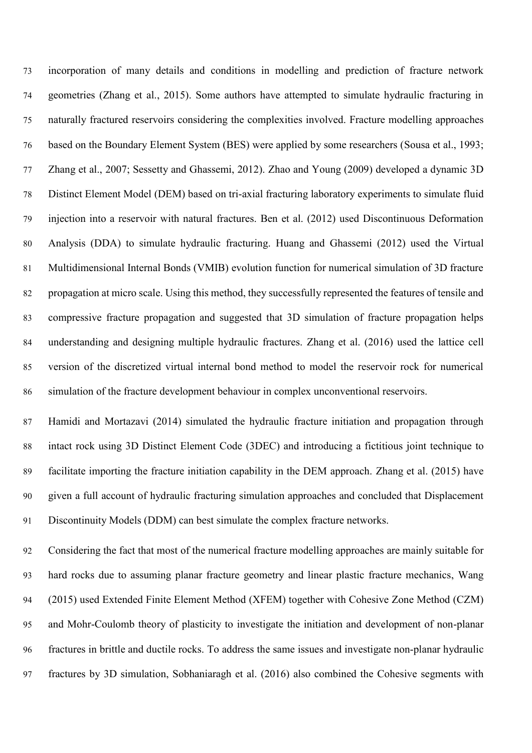incorporation of many details and conditions in modelling and prediction of fracture network geometries (Zhang et al., 2015). Some authors have attempted to simulate hydraulic fracturing in naturally fractured reservoirs considering the complexities involved. Fracture modelling approaches based on the Boundary Element System (BES) were applied by some researchers (Sousa et al., 1993; Zhang et al., 2007; Sessetty and Ghassemi, 2012). Zhao and Young (2009) developed a dynamic 3D Distinct Element Model (DEM) based on tri-axial fracturing laboratory experiments to simulate fluid injection into a reservoir with natural fractures. Ben et al. (2012) used Discontinuous Deformation Analysis (DDA) to simulate hydraulic fracturing. Huang and Ghassemi (2012) used the Virtual Multidimensional Internal Bonds (VMIB) evolution function for numerical simulation of 3D fracture propagation at micro scale. Using this method, they successfully represented the features of tensile and compressive fracture propagation and suggested that 3D simulation of fracture propagation helps understanding and designing multiple hydraulic fractures. Zhang et al. (2016) used the lattice cell version of the discretized virtual internal bond method to model the reservoir rock for numerical simulation of the fracture development behaviour in complex unconventional reservoirs.

Hamidi and Mortazavi (2014) simulated the hydraulic fracture initiation and propagation through intact rock using 3D Distinct Element Code (3DEC) and introducing a fictitious joint technique to facilitate importing the fracture initiation capability in the DEM approach. Zhang et al. (2015) have given a full account of hydraulic fracturing simulation approaches and concluded that Displacement Discontinuity Models (DDM) can best simulate the complex fracture networks.

Considering the fact that most of the numerical fracture modelling approaches are mainly suitable for hard rocks due to assuming planar fracture geometry and linear plastic fracture mechanics, Wang (2015) used Extended Finite Element Method (XFEM) together with Cohesive Zone Method (CZM) and Mohr-Coulomb theory of plasticity to investigate the initiation and development of non-planar fractures in brittle and ductile rocks. To address the same issues and investigate non-planar hydraulic fractures by 3D simulation, Sobhaniaragh et al. (2016) also combined the Cohesive segments with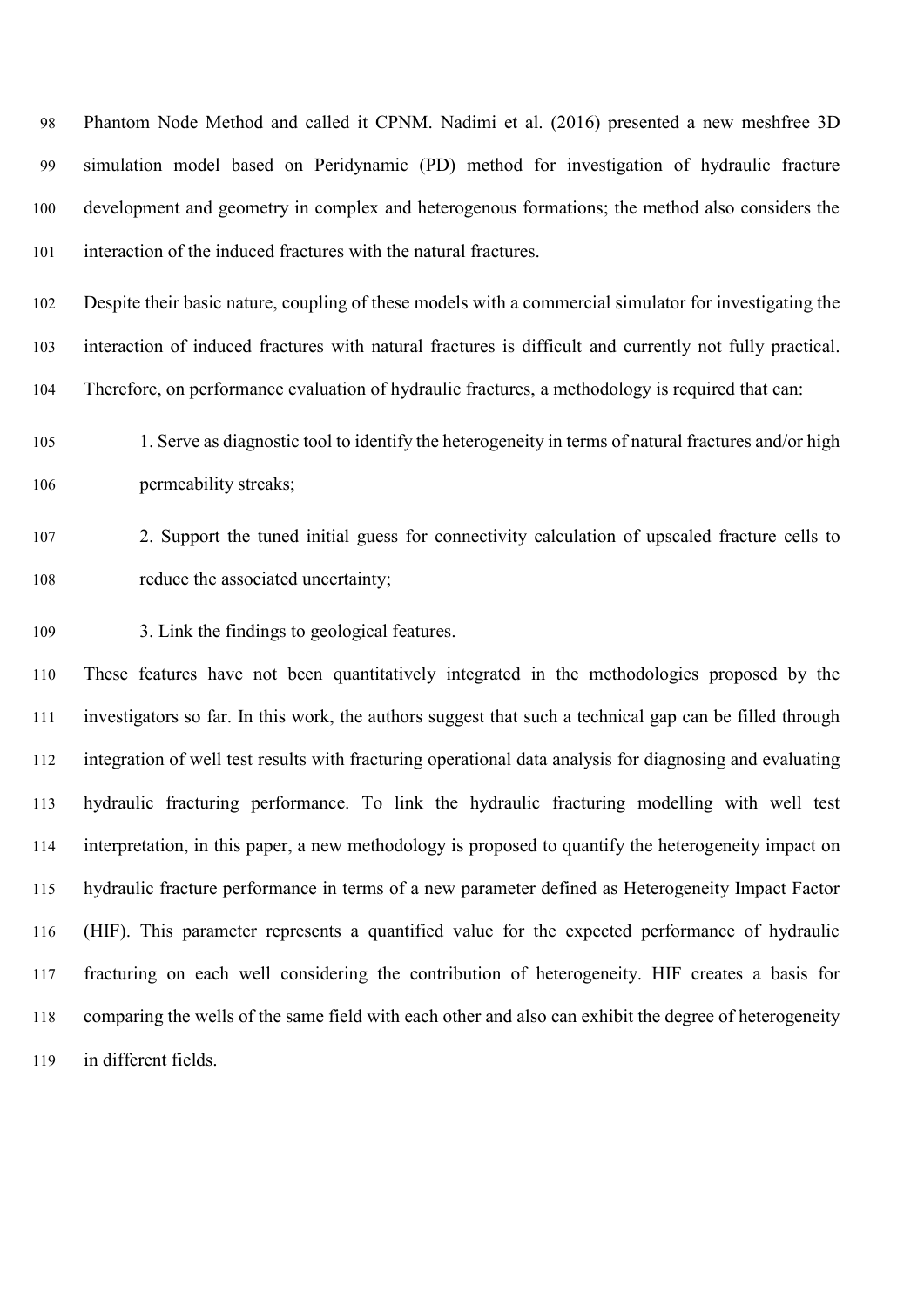Phantom Node Method and called it CPNM. Nadimi et al. (2016) presented a new meshfree 3D simulation model based on Peridynamic (PD) method for investigation of hydraulic fracture development and geometry in complex and heterogenous formations; the method also considers the interaction of the induced fractures with the natural fractures.

Despite their basic nature, coupling of these models with a commercial simulator for investigating the interaction of induced fractures with natural fractures is difficult and currently not fully practical. Therefore, on performance evaluation of hydraulic fractures, a methodology is required that can:

1. Serve as diagnostic tool to identify the heterogeneity in terms of natural fractures and/or high permeability streaks;
2. Support the tuned initial guess for connectivity calculation of upscaled fracture cells to reduce the associated uncertainty;
3. Link the findings to geological features.

These features have not been quantitatively integrated in the methodologies proposed by the investigators so far. In this work, the authors suggest that such a technical gap can be filled through integration of well test results with fracturing operational data analysis for diagnosing and evaluating hydraulic fracturing performance. To link the hydraulic fracturing modelling with well test interpretation, in this paper, a new methodology is proposed to quantify the heterogeneity impact on hydraulic fracture performance in terms of a new parameter defined as Heterogeneity Impact Factor (HIF). This parameter represents a quantified value for the expected performance of hydraulic fracturing on each well considering the contribution of heterogeneity. HIF creates a basis for comparing the wells of the same field with each other and also can exhibit the degree of heterogeneity in different fields.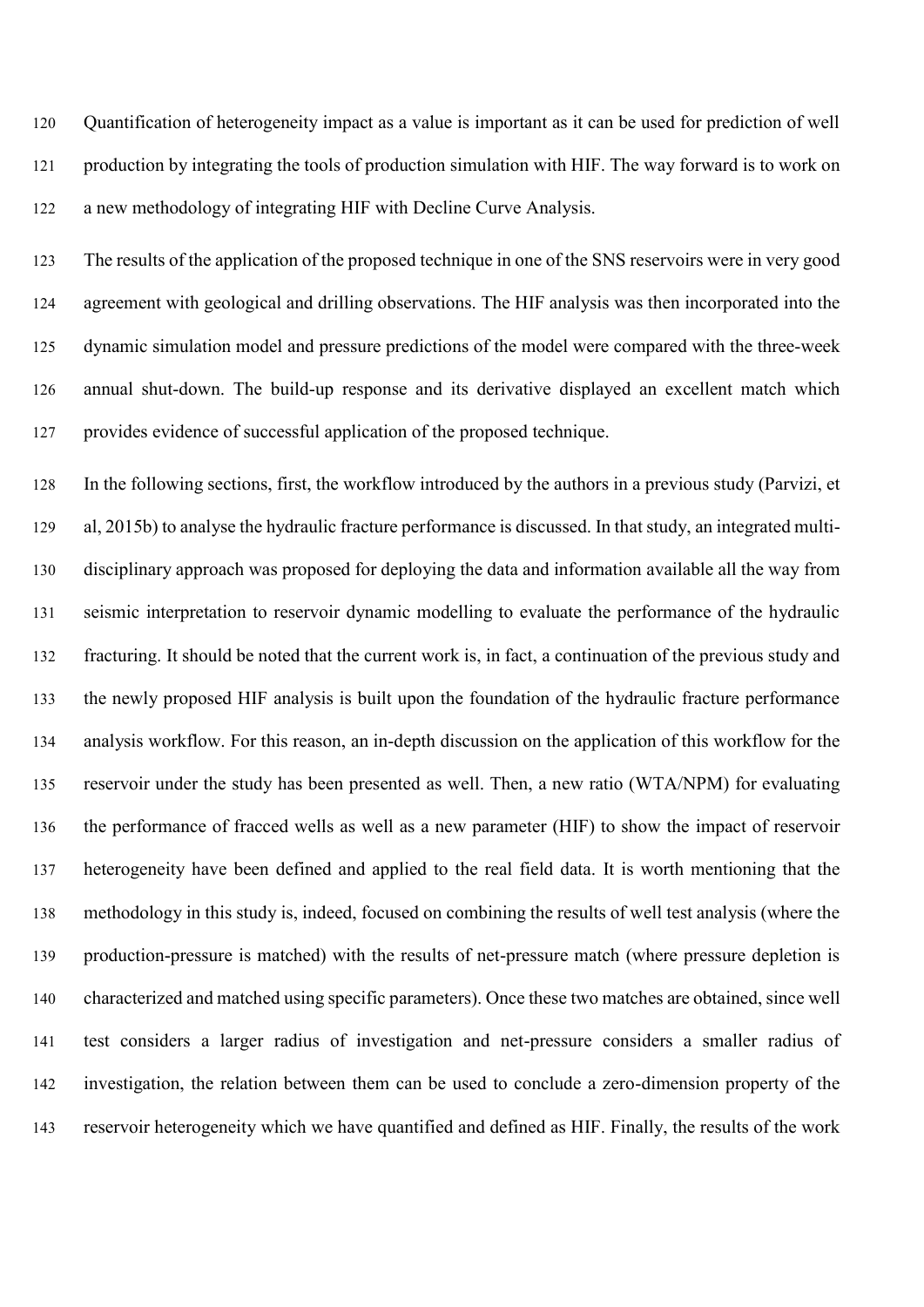Quantification of heterogeneity impact as a value is important as it can be used for prediction of well production by integrating the tools of production simulation with HIF. The way forward is to work on a new methodology of integrating HIF with Decline Curve Analysis.

The results of the application of the proposed technique in one of the SNS reservoirs were in very good agreement with geological and drilling observations. The HIF analysis was then incorporated into the dynamic simulation model and pressure predictions of the model were compared with the three-week annual shut-down. The build-up response and its derivative displayed an excellent match which provides evidence of successful application of the proposed technique.

In the following sections, first, the workflow introduced by the authors in a previous study (Parvizi, et al, 2015b) to analyse the hydraulic fracture performance is discussed. In that study, an integrated multi-disciplinary approach was proposed for deploying the data and information available all the way from seismic interpretation to reservoir dynamic modelling to evaluate the performance of the hydraulic fracturing. It should be noted that the current work is, in fact, a continuation of the previous study and the newly proposed HIF analysis is built upon the foundation of the hydraulic fracture performance analysis workflow. For this reason, an in-depth discussion on the application of this workflow for the reservoir under the study has been presented as well. Then, a new ratio (WTA/NPM) for evaluating the performance of fracced wells as well as a new parameter (HIF) to show the impact of reservoir heterogeneity have been defined and applied to the real field data. It is worth mentioning that the methodology in this study is, indeed, focused on combining the results of well test analysis (where the production-pressure is matched) with the results of net-pressure match (where pressure depletion is characterized and matched using specific parameters). Once these two matches are obtained, since well test considers a larger radius of investigation and net-pressure considers a smaller radius of investigation, the relation between them can be used to conclude a zero-dimension property of the reservoir heterogeneity which we have quantified and defined as HIF. Finally, the results of the work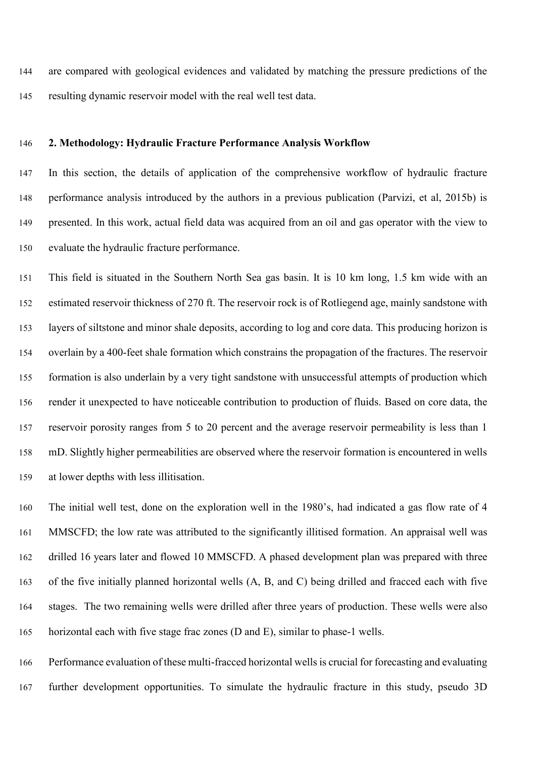are compared with geological evidences and validated by matching the pressure predictions of the resulting dynamic reservoir model with the real well test data.

## 2. Methodology: Hydraulic Fracture Performance Analysis Workflow

In this section, the details of application of the comprehensive workflow of hydraulic fracture performance analysis introduced by the authors in a previous publication (Parvizi, et al, 2015b) is presented. In this work, actual field data was acquired from an oil and gas operator with the view to evaluate the hydraulic fracture performance.

This field is situated in the Southern North Sea gas basin. It is 10 km long, 1.5 km wide with an estimated reservoir thickness of 270 ft. The reservoir rock is of Rotliegend age, mainly sandstone with layers of siltstone and minor shale deposits, according to log and core data. This producing horizon is overlain by a 400-feet shale formation which constrains the propagation of the fractures. The reservoir formation is also underlain by a very tight sandstone with unsuccessful attempts of production which render it unexpected to have noticeable contribution to production of fluids. Based on core data, the reservoir porosity ranges from 5 to 20 percent and the average reservoir permeability is less than 1 mD. Slightly higher permeabilities are observed where the reservoir formation is encountered in wells at lower depths with less illitisation.

The initial well test, done on the exploration well in the 1980's, had indicated a gas flow rate of 4 MMSCFD; the low rate was attributed to the significantly illitised formation. An appraisal well was drilled 16 years later and flowed 10 MMSCFD. A phased development plan was prepared with three of the five initially planned horizontal wells (A, B, and C) being drilled and fracced each with five stages. The two remaining wells were drilled after three years of production. These wells were also horizontal each with five stage frac zones (D and E), similar to phase-1 wells.

Performance evaluation of these multi-fracced horizontal wells is crucial for forecasting and evaluating further development opportunities. To simulate the hydraulic fracture in this study, pseudo 3D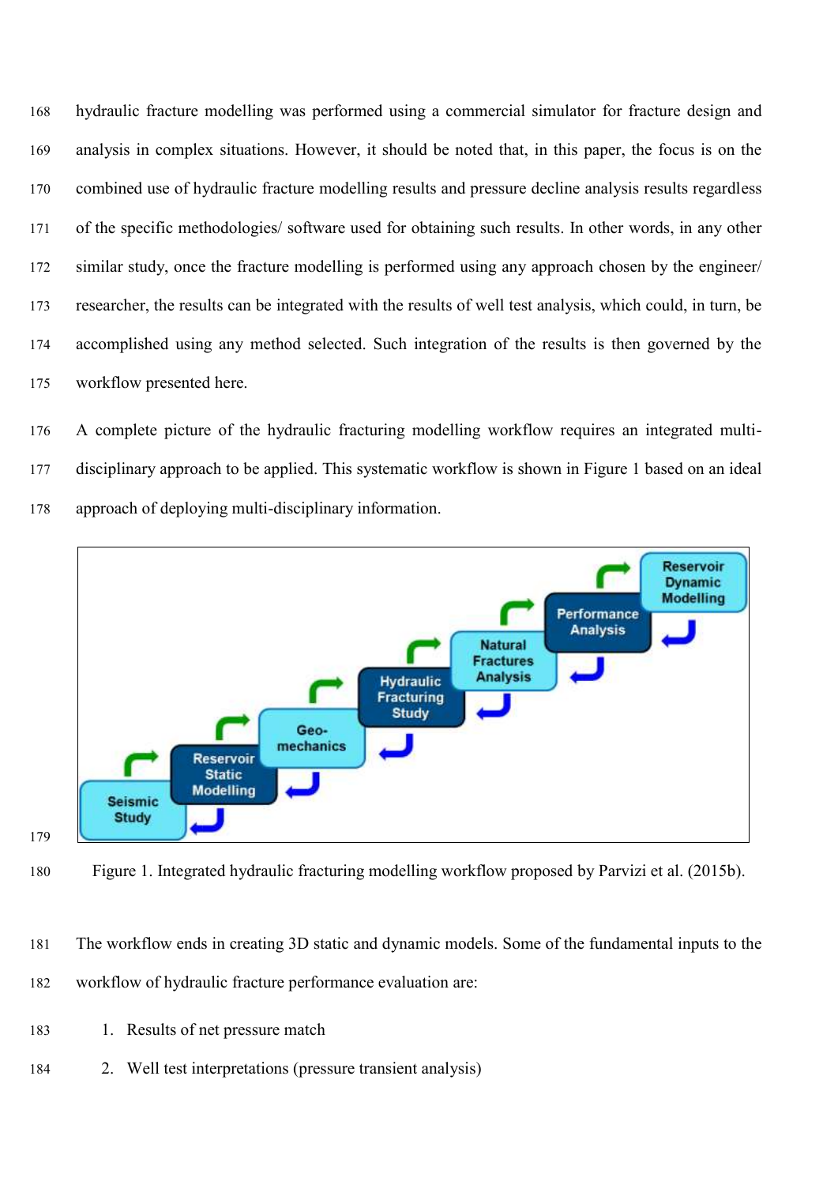hydraulic fracture modelling was performed using a commercial simulator for fracture design and analysis in complex situations. However, it should be noted that, in this paper, the focus is on the combined use of hydraulic fracture modelling results and pressure decline analysis results regardless of the specific methodologies/ software used for obtaining such results. In other words, in any other similar study, once the fracture modelling is performed using any approach chosen by the engineer/ researcher, the results can be integrated with the results of well test analysis, which could, in turn, be accomplished using any method selected. Such integration of the results is then governed by the workflow presented here.

A complete picture of the hydraulic fracturing modelling workflow requires an integrated multi-disciplinary approach to be applied. This systematic workflow is shown in Figure 1 based on an ideal approach of deploying multi-disciplinary information.

Figure 1. Integrated hydraulic fracturing modelling workflow proposed by Parvizi et al. (2015b).

The workflow ends in creating 3D static and dynamic models. Some of the fundamental inputs to the workflow of hydraulic fracture performance evaluation are:

1. Results of net pressure match
2. Well test interpretations (pressure transient analysis)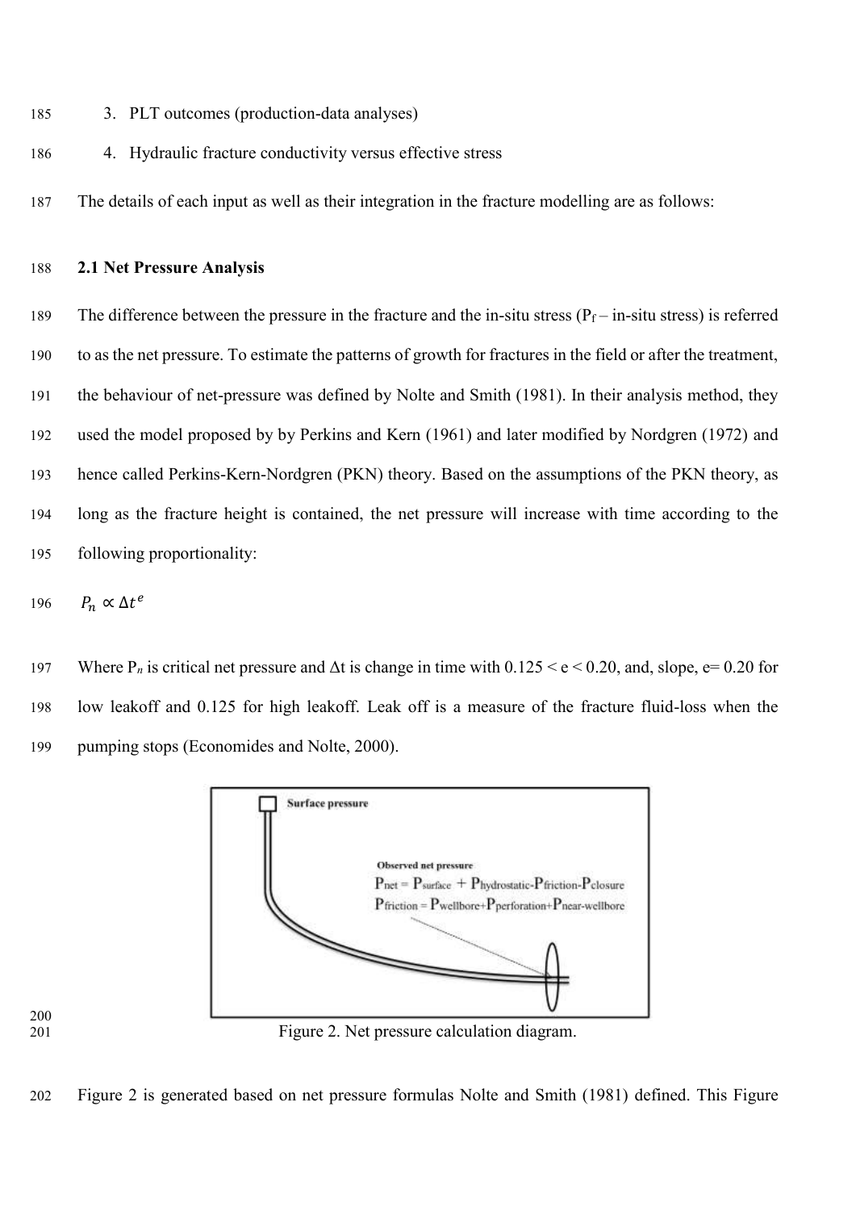3. PLT outcomes (production-data analyses)
4. Hydraulic fracture conductivity versus effective stress

The details of each input as well as their integration in the fracture modelling are as follows:

## 2.1 Net Pressure Analysis

The difference between the pressure in the fracture and the in-situ stress ($P_f$ – in-situ stress) is referred to as the net pressure. To estimate the patterns of growth for fractures in the field or after the treatment, the behaviour of net-pressure was defined by Nolte and Smith (1981). In their analysis method, they used the model proposed by by Perkins and Kern (1961) and later modified by Nordgren (1972) and hence called Perkins-Kern-Nordgren (PKN) theory. Based on the assumptions of the PKN theory, as long as the fracture height is contained, the net pressure will increase with time according to the following proportionality:

$$P_n \propto \Delta t^e$$

Where $P_n$ is critical net pressure and $\Delta$t is change in time with $0.125 < e < 0.20$, and, slope, e= 0.20 for low leakoff and 0.125 for high leakoff. Leak off is a measure of the fracture fluid-loss when the pumping stops (Economides and Nolte, 2000).

Surface pressure

Observed net pressure

$P_{net} = P_{surface} + P_{hydrostatic} - P_{friction} - P_{closure}$

$P_{friction} = P_{wellbore} + P_{perforation} + P_{near\text{-}wellbore}$

Figure 2. Net pressure calculation diagram.

Figure 2 is generated based on net pressure formulas Nolte and Smith (1981) defined. This Figure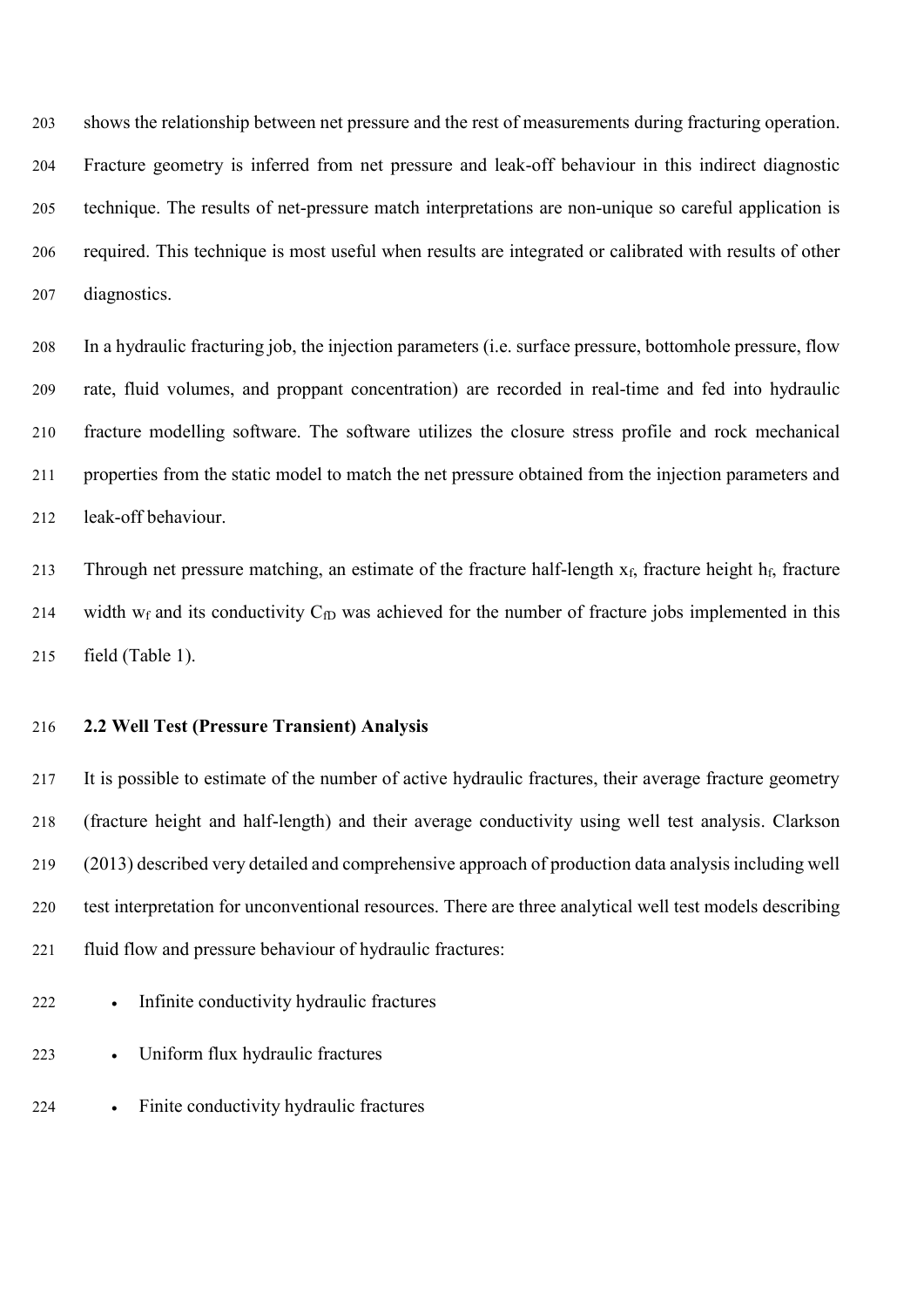shows the relationship between net pressure and the rest of measurements during fracturing operation. Fracture geometry is inferred from net pressure and leak-off behaviour in this indirect diagnostic technique. The results of net-pressure match interpretations are non-unique so careful application is required. This technique is most useful when results are integrated or calibrated with results of other diagnostics.

In a hydraulic fracturing job, the injection parameters (i.e. surface pressure, bottomhole pressure, flow rate, fluid volumes, and proppant concentration) are recorded in real-time and fed into hydraulic fracture modelling software. The software utilizes the closure stress profile and rock mechanical properties from the static model to match the net pressure obtained from the injection parameters and leak-off behaviour.

Through net pressure matching, an estimate of the fracture half-length $x_f$, fracture height $h_f$, fracture width $w_f$ and its conductivity $C_{fD}$ was achieved for the number of fracture jobs implemented in this field (Table 1).

### 2.2 Well Test (Pressure Transient) Analysis

It is possible to estimate of the number of active hydraulic fractures, their average fracture geometry (fracture height and half-length) and their average conductivity using well test analysis. Clarkson (2013) described very detailed and comprehensive approach of production data analysis including well test interpretation for unconventional resources. There are three analytical well test models describing fluid flow and pressure behaviour of hydraulic fractures:

- Infinite conductivity hydraulic fractures
- Uniform flux hydraulic fractures
- Finite conductivity hydraulic fractures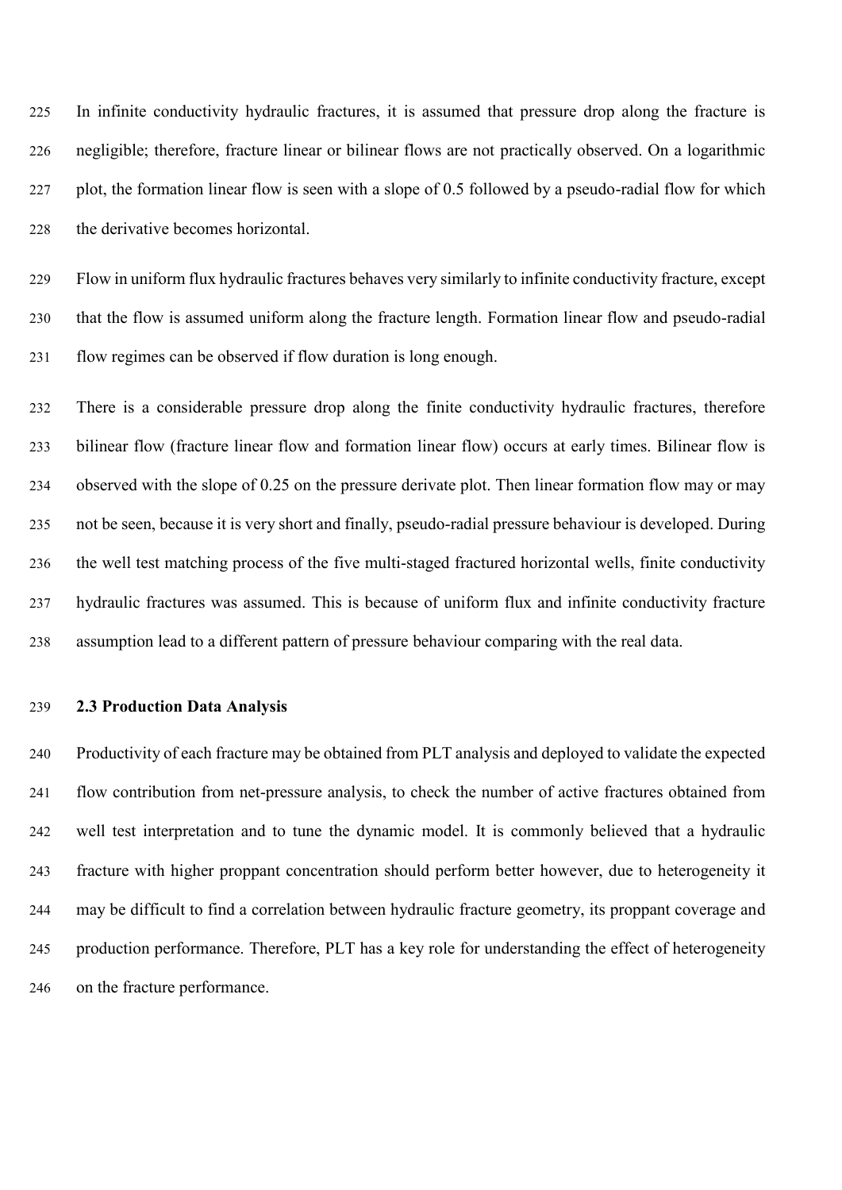In infinite conductivity hydraulic fractures, it is assumed that pressure drop along the fracture is negligible; therefore, fracture linear or bilinear flows are not practically observed. On a logarithmic plot, the formation linear flow is seen with a slope of 0.5 followed by a pseudo-radial flow for which the derivative becomes horizontal.

Flow in uniform flux hydraulic fractures behaves very similarly to infinite conductivity fracture, except that the flow is assumed uniform along the fracture length. Formation linear flow and pseudo-radial flow regimes can be observed if flow duration is long enough.

There is a considerable pressure drop along the finite conductivity hydraulic fractures, therefore bilinear flow (fracture linear flow and formation linear flow) occurs at early times. Bilinear flow is observed with the slope of 0.25 on the pressure derivate plot. Then linear formation flow may or may not be seen, because it is very short and finally, pseudo-radial pressure behaviour is developed. During the well test matching process of the five multi-staged fractured horizontal wells, finite conductivity hydraulic fractures was assumed. This is because of uniform flux and infinite conductivity fracture assumption lead to a different pattern of pressure behaviour comparing with the real data.

### 2.3 Production Data Analysis

Productivity of each fracture may be obtained from PLT analysis and deployed to validate the expected flow contribution from net-pressure analysis, to check the number of active fractures obtained from well test interpretation and to tune the dynamic model. It is commonly believed that a hydraulic fracture with higher proppant concentration should perform better however, due to heterogeneity it may be difficult to find a correlation between hydraulic fracture geometry, its proppant coverage and production performance. Therefore, PLT has a key role for understanding the effect of heterogeneity on the fracture performance.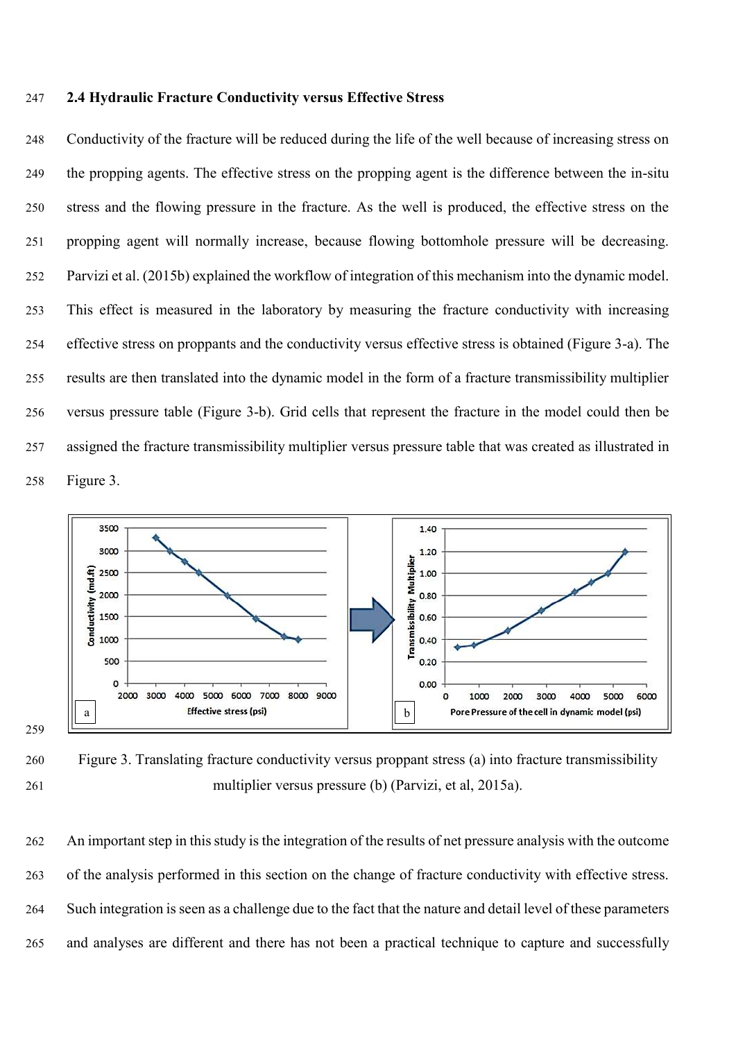### 2.4 Hydraulic Fracture Conductivity versus Effective Stress

Conductivity of the fracture will be reduced during the life of the well because of increasing stress on the propping agents. The effective stress on the propping agent is the difference between the in-situ stress and the flowing pressure in the fracture. As the well is produced, the effective stress on the propping agent will normally increase, because flowing bottomhole pressure will be decreasing. Parvizi et al. (2015b) explained the workflow of integration of this mechanism into the dynamic model. This effect is measured in the laboratory by measuring the fracture conductivity with increasing effective stress on proppants and the conductivity versus effective stress is obtained (Figure 3-a). The results are then translated into the dynamic model in the form of a fracture transmissibility multiplier versus pressure table (Figure 3-b). Grid cells that represent the fracture in the model could then be assigned the fracture transmissibility multiplier versus pressure table that was created as illustrated in Figure 3.

Figure 3. Translating fracture conductivity versus proppant stress (a) into fracture transmissibility multiplier versus pressure (b) (Parvizi, et al, 2015a).

An important step in this study is the integration of the results of net pressure analysis with the outcome of the analysis performed in this section on the change of fracture conductivity with effective stress. Such integration is seen as a challenge due to the fact that the nature and detail level of these parameters and analyses are different and there has not been a practical technique to capture and successfully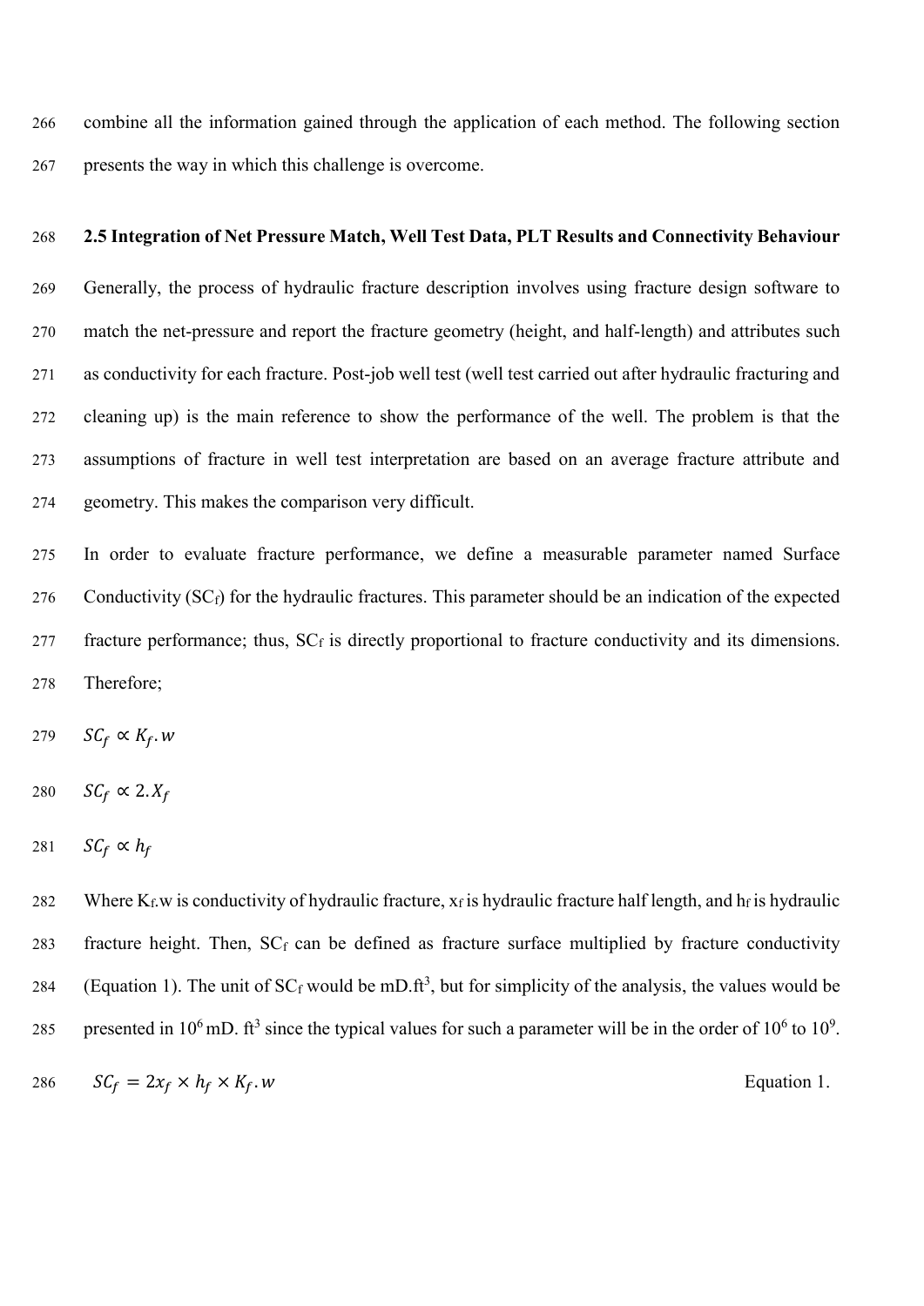combine all the information gained through the application of each method. The following section presents the way in which this challenge is overcome.

### 2.5 Integration of Net Pressure Match, Well Test Data, PLT Results and Connectivity Behaviour

Generally, the process of hydraulic fracture description involves using fracture design software to match the net-pressure and report the fracture geometry (height, and half-length) and attributes such as conductivity for each fracture. Post-job well test (well test carried out after hydraulic fracturing and cleaning up) is the main reference to show the performance of the well. The problem is that the assumptions of fracture in well test interpretation are based on an average fracture attribute and geometry. This makes the comparison very difficult.

In order to evaluate fracture performance, we define a measurable parameter named Surface Conductivity ($SC_f$) for the hydraulic fractures. This parameter should be an indication of the expected fracture performance; thus, $SC_f$ is directly proportional to fracture conductivity and its dimensions. Therefore;

$$SC_f \propto K_f.w$$

$$SC_f \propto 2.X_f$$

$$SC_f \propto h_f$$

Where $K_f.w$ is conductivity of hydraulic fracture, $x_f$ is hydraulic fracture half length, and $h_f$ is hydraulic fracture height. Then, $SC_f$ can be defined as fracture surface multiplied by fracture conductivity (Equation 1). The unit of $SC_f$ would be mD.ft$^3$, but for simplicity of the analysis, the values would be presented in $10^6$ mD. ft$^3$ since the typical values for such a parameter will be in the order of $10^6$ to $10^9$.

$$SC_f = 2x_f \times h_f \times K_f.w \qquad \text{Equation 1.}$$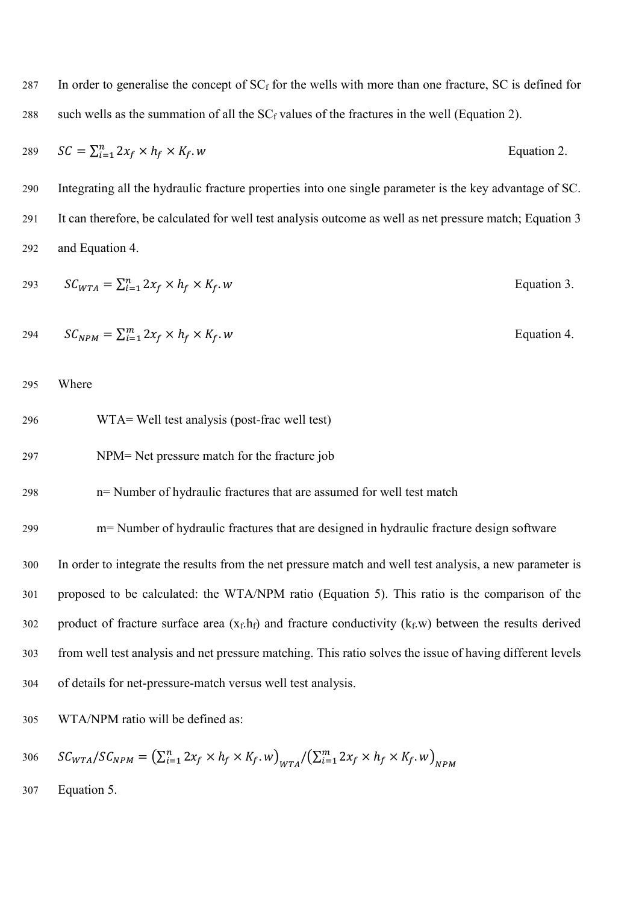In order to generalise the concept of $SC_f$ for the wells with more than one fracture, SC is defined for such wells as the summation of all the $SC_f$ values of the fractures in the well (Equation 2).

$$SC = \sum_{i=1}^{n} 2x_f \times h_f \times K_f.w \qquad \text{Equation 2.}$$

Integrating all the hydraulic fracture properties into one single parameter is the key advantage of SC. It can therefore, be calculated for well test analysis outcome as well as net pressure match; Equation 3 and Equation 4.

$$SC_{WTA} = \sum_{i=1}^{n} 2x_f \times h_f \times K_f.w \qquad \text{Equation 3.}$$

$$SC_{NPM} = \sum_{i=1}^{m} 2x_f \times h_f \times K_f.w \qquad \text{Equation 4.}$$

Where

WTA= Well test analysis (post-frac well test)

NPM= Net pressure match for the fracture job

n= Number of hydraulic fractures that are assumed for well test match

m= Number of hydraulic fractures that are designed in hydraulic fracture design software

In order to integrate the results from the net pressure match and well test analysis, a new parameter is proposed to be calculated: the WTA/NPM ratio (Equation 5). This ratio is the comparison of the product of fracture surface area ($x_f.h_f$) and fracture conductivity ($k_f.w$) between the results derived from well test analysis and net pressure matching. This ratio solves the issue of having different levels of details for net-pressure-match versus well test analysis.

WTA/NPM ratio will be defined as:

$$SC_{WTA}/SC_{NPM} = \left(\sum_{i=1}^{n} 2x_f \times h_f \times K_f.w\right)_{WTA} / \left(\sum_{i=1}^{m} 2x_f \times h_f \times K_f.w\right)_{NPM}$$

Equation 5.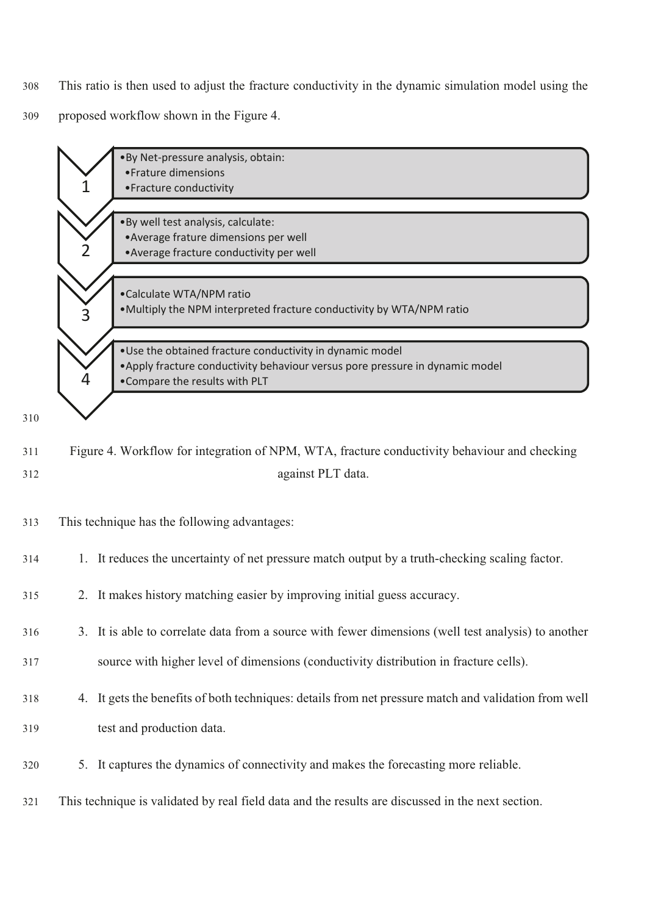This ratio is then used to adjust the fracture conductivity in the dynamic simulation model using the proposed workflow shown in the Figure 4.

1.
- By Net-pressure analysis, obtain:
  - Frature dimensions
  - Fracture conductivity

2.
- By well test analysis, calculate:
  - Average frature dimensions per well
  - Average fracture conductivity per well

3.
- Calculate WTA/NPM ratio
- Multiply the NPM interpreted fracture conductivity by WTA/NPM ratio

4.
- Use the obtained fracture conductivity in dynamic model
- Apply fracture conductivity behaviour versus pore pressure in dynamic model
- Compare the results with PLT

Figure 4. Workflow for integration of NPM, WTA, fracture conductivity behaviour and checking against PLT data.

This technique has the following advantages:

1. It reduces the uncertainty of net pressure match output by a truth-checking scaling factor.
2. It makes history matching easier by improving initial guess accuracy.
3. It is able to correlate data from a source with fewer dimensions (well test analysis) to another source with higher level of dimensions (conductivity distribution in fracture cells).
4. It gets the benefits of both techniques: details from net pressure match and validation from well test and production data.
5. It captures the dynamics of connectivity and makes the forecasting more reliable.

This technique is validated by real field data and the results are discussed in the next section.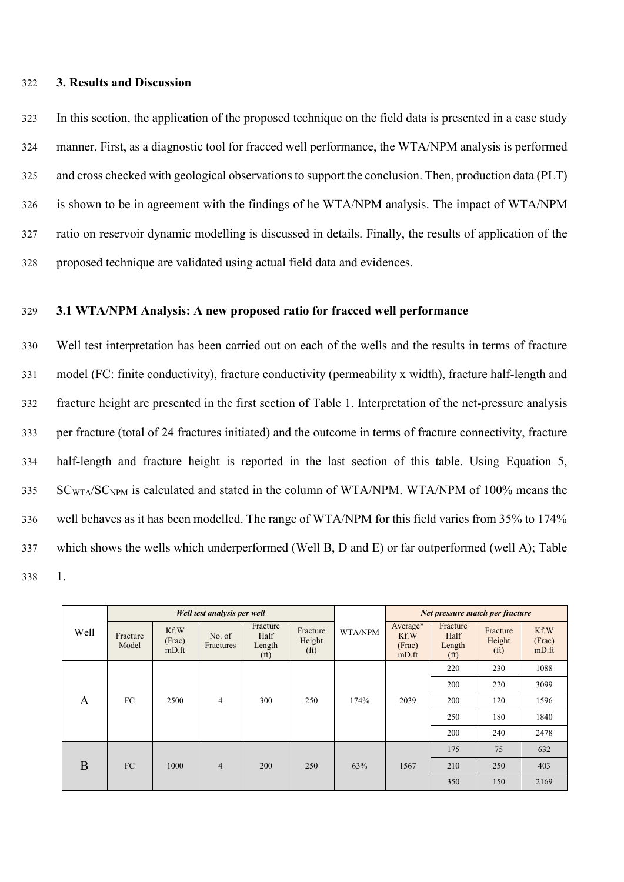## 3. Results and Discussion

In this section, the application of the proposed technique on the field data is presented in a case study manner. First, as a diagnostic tool for fracced well performance, the WTA/NPM analysis is performed and cross checked with geological observations to support the conclusion. Then, production data (PLT) is shown to be in agreement with the findings of he WTA/NPM analysis. The impact of WTA/NPM ratio on reservoir dynamic modelling is discussed in details. Finally, the results of application of the proposed technique are validated using actual field data and evidences.

### 3.1 WTA/NPM Analysis: A new proposed ratio for fracced well performance

Well test interpretation has been carried out on each of the wells and the results in terms of fracture model (FC: finite conductivity), fracture conductivity (permeability x width), fracture half-length and fracture height are presented in the first section of Table 1. Interpretation of the net-pressure analysis per fracture (total of 24 fractures initiated) and the outcome in terms of fracture connectivity, fracture half-length and fracture height is reported in the last section of this table. Using Equation 5, $SC_{WTA}/SC_{NPM}$ is calculated and stated in the column of WTA/NPM. WTA/NPM of 100% means the well behaves as it has been modelled. The range of WTA/NPM for this field varies from 35% to 174% which shows the wells which underperformed (Well B, D and E) or far outperformed (well A); Table 1.

| Well | *Well test analysis per well* | | | | | WTA/NPM | *Net pressure match per fracture* | | | |
|---|---|---|---|---|---|---|---|---|---|---|
| | Fracture Model | Kf.W (Frac) mD.ft | No. of Fractures | Fracture Half Length (ft) | Fracture Height (ft) | | Average* Kf.W (Frac) mD.ft | Fracture Half Length (ft) | Fracture Height (ft) | Kf.W (Frac) mD.ft |
| A | FC | 2500 | 4 | 300 | 250 | 174% | 2039 | 220 | 230 | 1088 |
| | | | | | | | | 200 | 220 | 3099 |
| | | | | | | | | 200 | 120 | 1596 |
| | | | | | | | | 250 | 180 | 1840 |
| | | | | | | | | 200 | 240 | 2478 |
| B | FC | 1000 | 4 | 200 | 250 | 63% | 1567 | 175 | 75 | 632 |
| | | | | | | | | 210 | 250 | 403 |
| | | | | | | | | 350 | 150 | 2169 |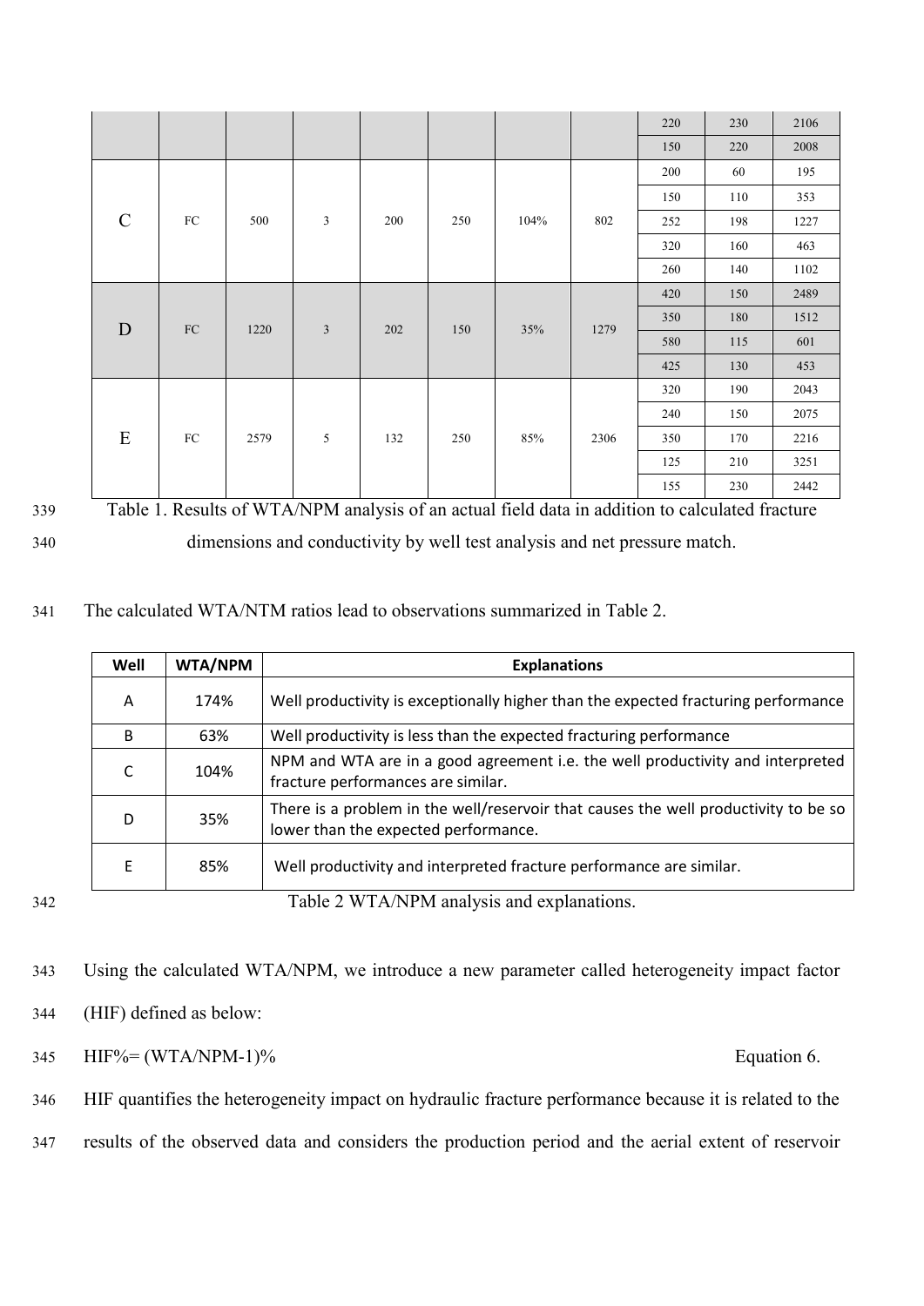|  |  |  |  |  |  |  |  | 220 | 230 | 2106 |
|---|---|---|---|---|---|---|---|---|---|---|
|  |  |  |  |  |  |  |  | 150 | 220 | 2008 |
| C | FC | 500 | 3 | 200 | 250 | 104% | 802 | 200 | 60 | 195 |
|  |  |  |  |  |  |  |  | 150 | 110 | 353 |
|  |  |  |  |  |  |  |  | 252 | 198 | 1227 |
|  |  |  |  |  |  |  |  | 320 | 160 | 463 |
|  |  |  |  |  |  |  |  | 260 | 140 | 1102 |
| D | FC | 1220 | 3 | 202 | 150 | 35% | 1279 | 420 | 150 | 2489 |
|  |  |  |  |  |  |  |  | 350 | 180 | 1512 |
|  |  |  |  |  |  |  |  | 580 | 115 | 601 |
|  |  |  |  |  |  |  |  | 425 | 130 | 453 |
| E | FC | 2579 | 5 | 132 | 250 | 85% | 2306 | 320 | 190 | 2043 |
|  |  |  |  |  |  |  |  | 240 | 150 | 2075 |
|  |  |  |  |  |  |  |  | 350 | 170 | 2216 |
|  |  |  |  |  |  |  |  | 125 | 210 | 3251 |
|  |  |  |  |  |  |  |  | 155 | 230 | 2442 |

Table 1. Results of WTA/NPM analysis of an actual field data in addition to calculated fracture dimensions and conductivity by well test analysis and net pressure match.

The calculated WTA/NTM ratios lead to observations summarized in Table 2.

| Well | WTA/NPM | Explanations |
|---|---|---|
| A | 174% | Well productivity is exceptionally higher than the expected fracturing performance |
| B | 63% | Well productivity is less than the expected fracturing performance |
| C | 104% | NPM and WTA are in a good agreement i.e. the well productivity and interpreted fracture performances are similar. |
| D | 35% | There is a problem in the well/reservoir that causes the well productivity to be so lower than the expected performance. |
| E | 85% | Well productivity and interpreted fracture performance are similar. |

Table 2 WTA/NPM analysis and explanations.

Using the calculated WTA/NPM, we introduce a new parameter called heterogeneity impact factor (HIF) defined as below:

$$HIF\% = (WTA/NPM - 1)\% \qquad \text{Equation 6.}$$

HIF quantifies the heterogeneity impact on hydraulic fracture performance because it is related to the results of the observed data and considers the production period and the aerial extent of reservoir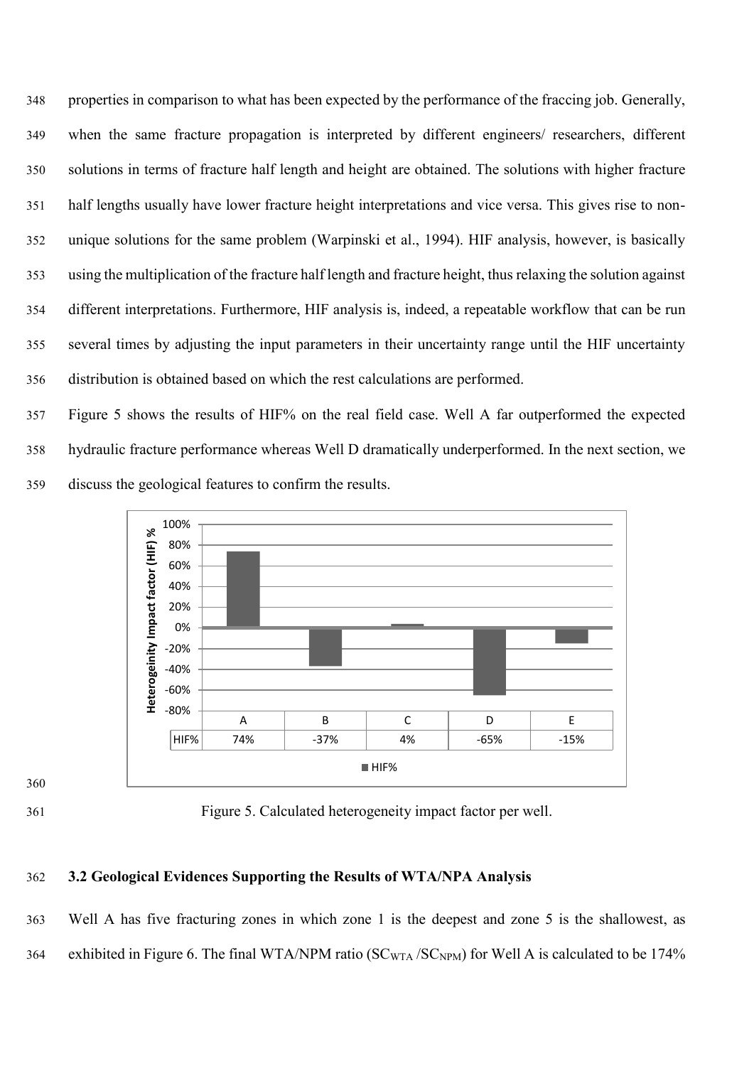properties in comparison to what has been expected by the performance of the fraccing job. Generally, when the same fracture propagation is interpreted by different engineers/ researchers, different solutions in terms of fracture half length and height are obtained. The solutions with higher fracture half lengths usually have lower fracture height interpretations and vice versa. This gives rise to non-unique solutions for the same problem (Warpinski et al., 1994). HIF analysis, however, is basically using the multiplication of the fracture half length and fracture height, thus relaxing the solution against different interpretations. Furthermore, HIF analysis is, indeed, a repeatable workflow that can be run several times by adjusting the input parameters in their uncertainty range until the HIF uncertainty distribution is obtained based on which the rest calculations are performed.

Figure 5 shows the results of HIF% on the real field case. Well A far outperformed the expected hydraulic fracture performance whereas Well D dramatically underperformed. In the next section, we discuss the geological features to confirm the results.

| | A | B | C | D | E |
|---|---|---|---|---|---|
| HIF% | 74% | -37% | 4% | -65% | -15% |

Figure 5. Calculated heterogeneity impact factor per well.

### 3.2 Geological Evidences Supporting the Results of WTA/NPA Analysis

Well A has five fracturing zones in which zone 1 is the deepest and zone 5 is the shallowest, as exhibited in Figure 6. The final WTA/NPM ratio ($SC_{WTA}$ /$SC_{NPM}$) for Well A is calculated to be 174%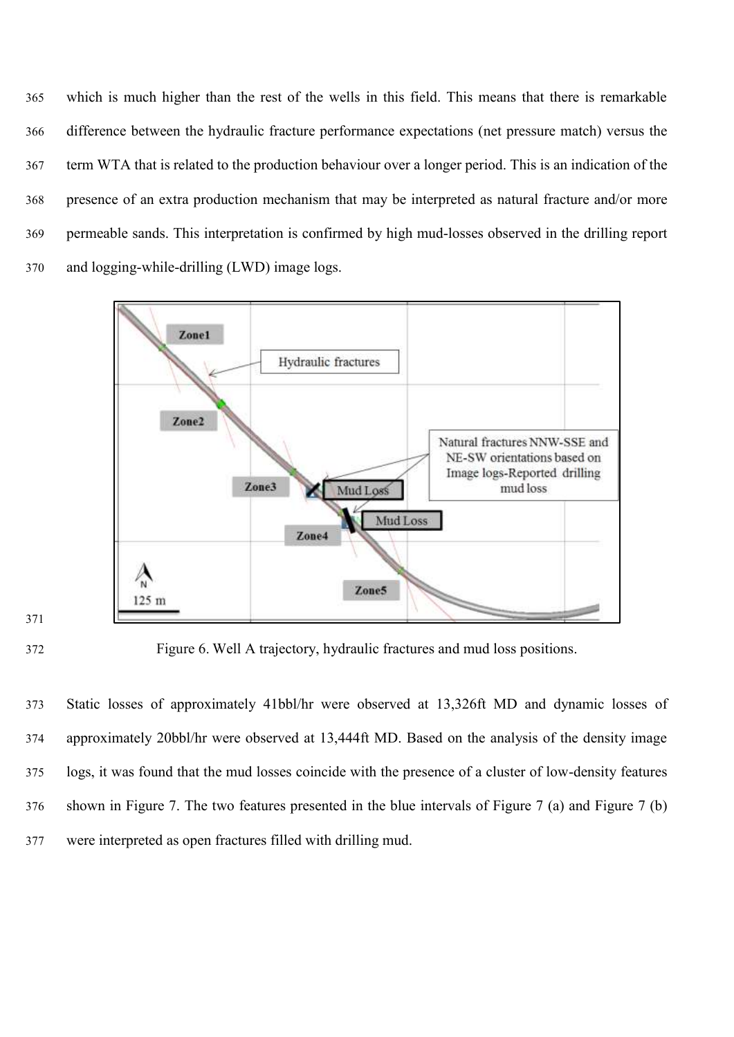which is much higher than the rest of the wells in this field. This means that there is remarkable difference between the hydraulic fracture performance expectations (net pressure match) versus the term WTA that is related to the production behaviour over a longer period. This is an indication of the presence of an extra production mechanism that may be interpreted as natural fracture and/or more permeable sands. This interpretation is confirmed by high mud-losses observed in the drilling report and logging-while-drilling (LWD) image logs.

Figure 6. Well A trajectory, hydraulic fractures and mud loss positions.

Static losses of approximately 41bbl/hr were observed at 13,326ft MD and dynamic losses of approximately 20bbl/hr were observed at 13,444ft MD. Based on the analysis of the density image logs, it was found that the mud losses coincide with the presence of a cluster of low-density features shown in Figure 7. The two features presented in the blue intervals of Figure 7 (a) and Figure 7 (b) were interpreted as open fractures filled with drilling mud.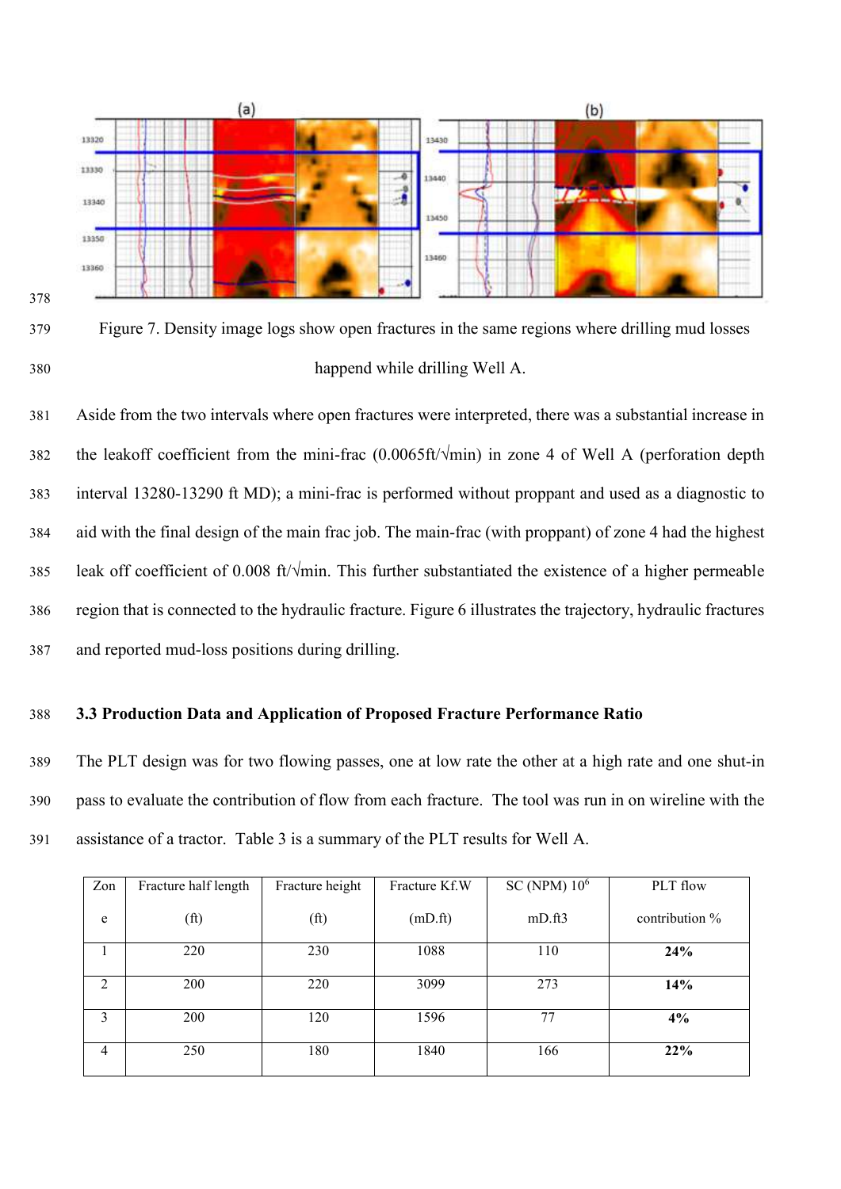Figure 7. Density image logs show open fractures in the same regions where drilling mud losses happend while drilling Well A.

Aside from the two intervals where open fractures were interpreted, there was a substantial increase in the leakoff coefficient from the mini-frac (0.0065ft/√min) in zone 4 of Well A (perforation depth interval 13280-13290 ft MD); a mini-frac is performed without proppant and used as a diagnostic to aid with the final design of the main frac job. The main-frac (with proppant) of zone 4 had the highest leak off coefficient of 0.008 ft/√min. This further substantiated the existence of a higher permeable region that is connected to the hydraulic fracture. Figure 6 illustrates the trajectory, hydraulic fractures and reported mud-loss positions during drilling.

### 3.3 Production Data and Application of Proposed Fracture Performance Ratio

The PLT design was for two flowing passes, one at low rate the other at a high rate and one shut-in pass to evaluate the contribution of flow from each fracture. The tool was run in on wireline with the assistance of a tractor. Table 3 is a summary of the PLT results for Well A.

| Zone | Fracture half length (ft) | Fracture height (ft) | Fracture Kf.W (mD.ft) | SC (NPM) $10^6$ mD.ft3 | PLT flow contribution % |
|---|---|---|---|---|---|
| 1 | 220 | 230 | 1088 | 110 | **24%** |
| 2 | 200 | 220 | 3099 | 273 | **14%** |
| 3 | 200 | 120 | 1596 | 77 | **4%** |
| 4 | 250 | 180 | 1840 | 166 | **22%** |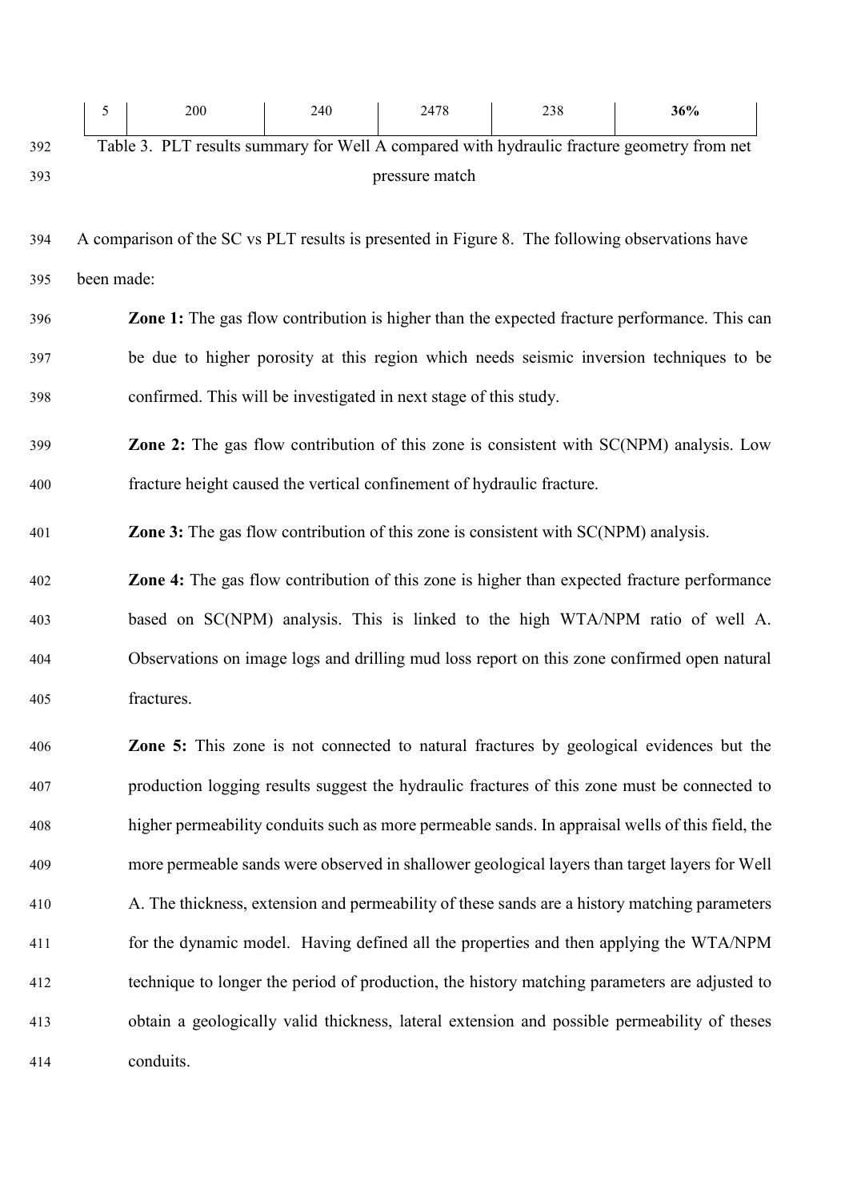| 5 | 200 | 240 | 2478 | 238 | **36%** |
|---|---|---|---|---|---|

Table 3. PLT results summary for Well A compared with hydraulic fracture geometry from net pressure match

A comparison of the SC vs PLT results is presented in Figure 8. The following observations have been made:

**Zone 1:** The gas flow contribution is higher than the expected fracture performance. This can be due to higher porosity at this region which needs seismic inversion techniques to be confirmed. This will be investigated in next stage of this study.

**Zone 2:** The gas flow contribution of this zone is consistent with SC(NPM) analysis. Low fracture height caused the vertical confinement of hydraulic fracture.

**Zone 3:** The gas flow contribution of this zone is consistent with SC(NPM) analysis.

**Zone 4:** The gas flow contribution of this zone is higher than expected fracture performance based on SC(NPM) analysis. This is linked to the high WTA/NPM ratio of well A. Observations on image logs and drilling mud loss report on this zone confirmed open natural fractures.

**Zone 5:** This zone is not connected to natural fractures by geological evidences but the production logging results suggest the hydraulic fractures of this zone must be connected to higher permeability conduits such as more permeable sands. In appraisal wells of this field, the more permeable sands were observed in shallower geological layers than target layers for Well A. The thickness, extension and permeability of these sands are a history matching parameters for the dynamic model. Having defined all the properties and then applying the WTA/NPM technique to longer the period of production, the history matching parameters are adjusted to obtain a geologically valid thickness, lateral extension and possible permeability of theses conduits.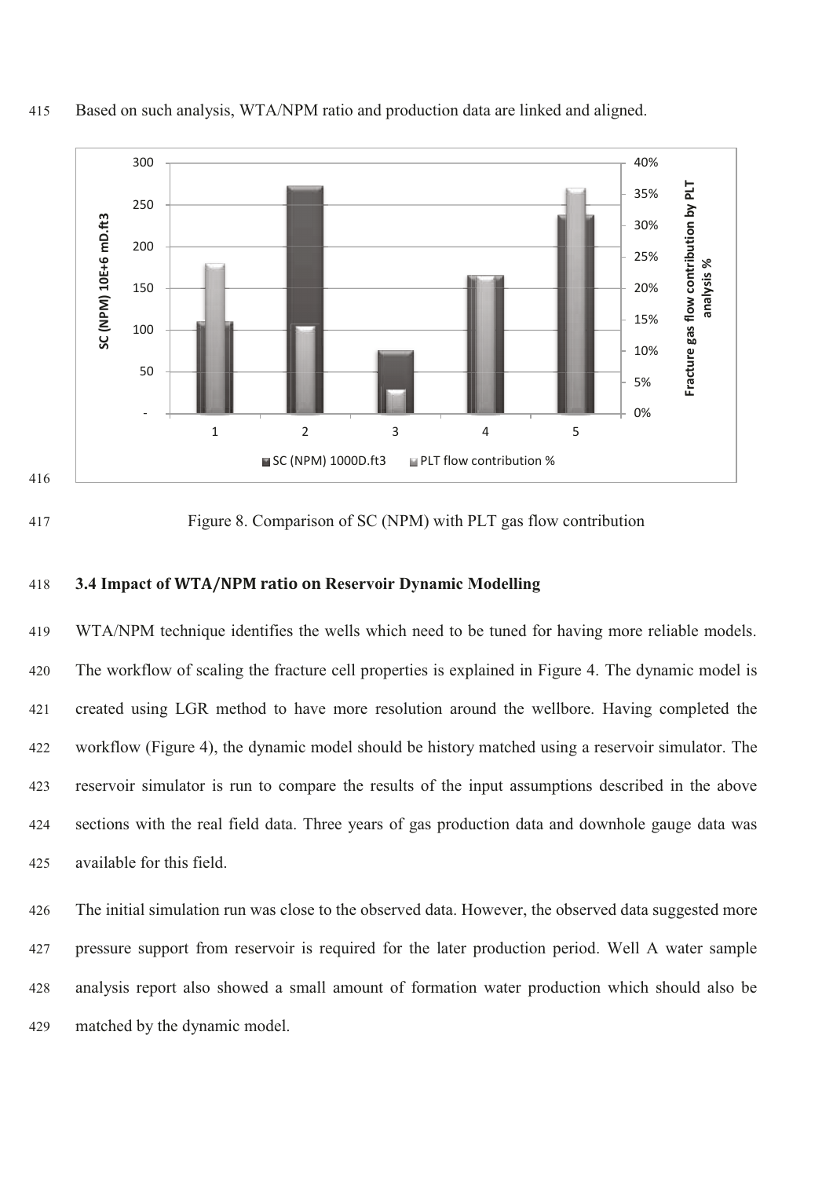Based on such analysis, WTA/NPM ratio and production data are linked and aligned.

Figure 8. Comparison of SC (NPM) with PLT gas flow contribution

### 3.4 Impact of WTA/NPM ratio on Reservoir Dynamic Modelling

WTA/NPM technique identifies the wells which need to be tuned for having more reliable models. The workflow of scaling the fracture cell properties is explained in Figure 4. The dynamic model is created using LGR method to have more resolution around the wellbore. Having completed the workflow (Figure 4), the dynamic model should be history matched using a reservoir simulator. The reservoir simulator is run to compare the results of the input assumptions described in the above sections with the real field data. Three years of gas production data and downhole gauge data was available for this field.

The initial simulation run was close to the observed data. However, the observed data suggested more pressure support from reservoir is required for the later production period. Well A water sample analysis report also showed a small amount of formation water production which should also be matched by the dynamic model.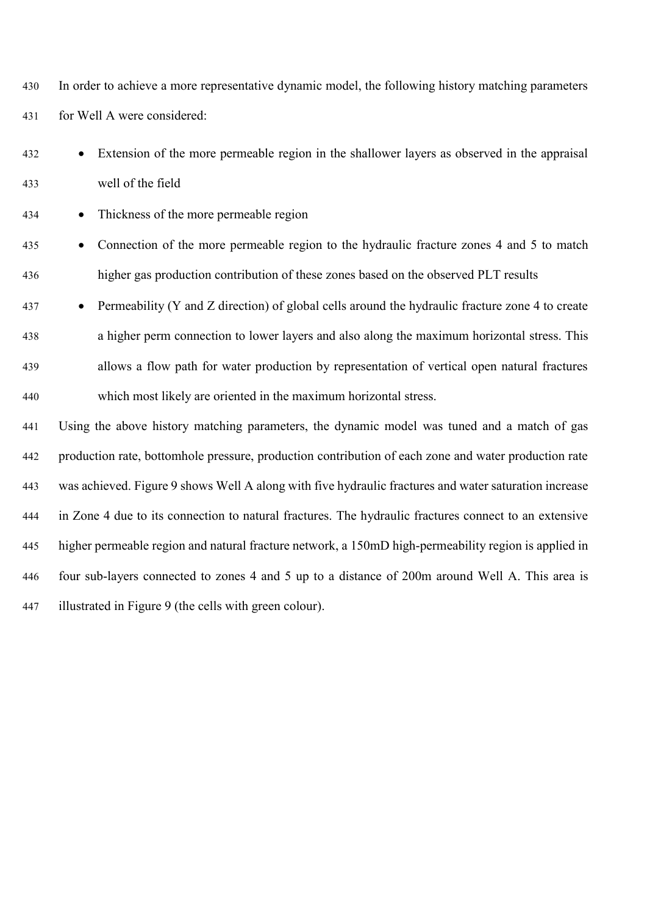In order to achieve a more representative dynamic model, the following history matching parameters for Well A were considered:

- Extension of the more permeable region in the shallower layers as observed in the appraisal well of the field
- Thickness of the more permeable region
- Connection of the more permeable region to the hydraulic fracture zones 4 and 5 to match higher gas production contribution of these zones based on the observed PLT results
- Permeability (Y and Z direction) of global cells around the hydraulic fracture zone 4 to create a higher perm connection to lower layers and also along the maximum horizontal stress. This allows a flow path for water production by representation of vertical open natural fractures which most likely are oriented in the maximum horizontal stress.

Using the above history matching parameters, the dynamic model was tuned and a match of gas production rate, bottomhole pressure, production contribution of each zone and water production rate was achieved. Figure 9 shows Well A along with five hydraulic fractures and water saturation increase in Zone 4 due to its connection to natural fractures. The hydraulic fractures connect to an extensive higher permeable region and natural fracture network, a 150mD high-permeability region is applied in four sub-layers connected to zones 4 and 5 up to a distance of 200m around Well A. This area is illustrated in Figure 9 (the cells with green colour).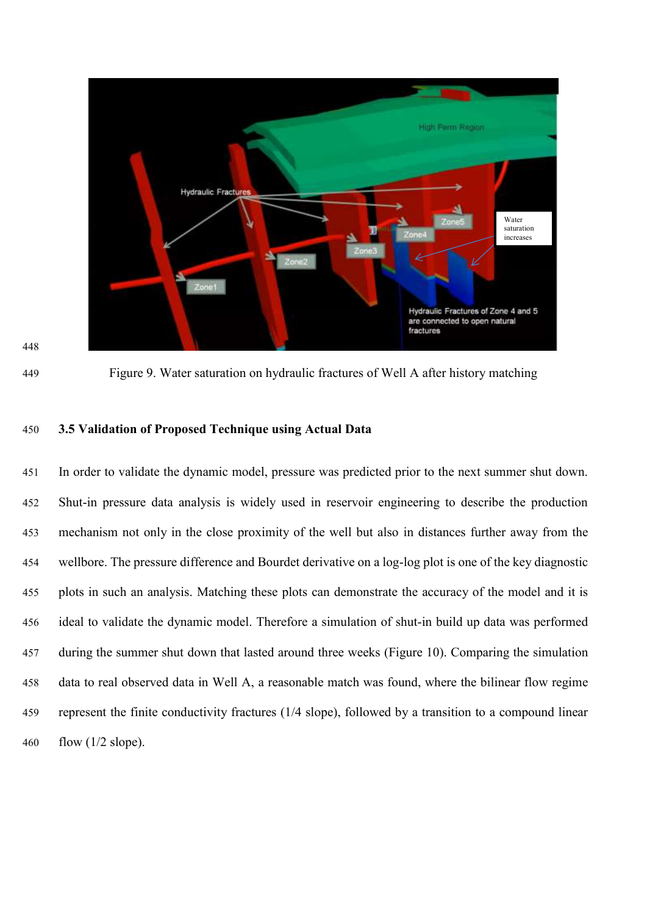Figure 9. Water saturation on hydraulic fractures of Well A after history matching

### 3.5 Validation of Proposed Technique using Actual Data

In order to validate the dynamic model, pressure was predicted prior to the next summer shut down. Shut-in pressure data analysis is widely used in reservoir engineering to describe the production mechanism not only in the close proximity of the well but also in distances further away from the wellbore. The pressure difference and Bourdet derivative on a log-log plot is one of the key diagnostic plots in such an analysis. Matching these plots can demonstrate the accuracy of the model and it is ideal to validate the dynamic model. Therefore a simulation of shut-in build up data was performed during the summer shut down that lasted around three weeks (Figure 10). Comparing the simulation data to real observed data in Well A, a reasonable match was found, where the bilinear flow regime represent the finite conductivity fractures (1/4 slope), followed by a transition to a compound linear flow (1/2 slope).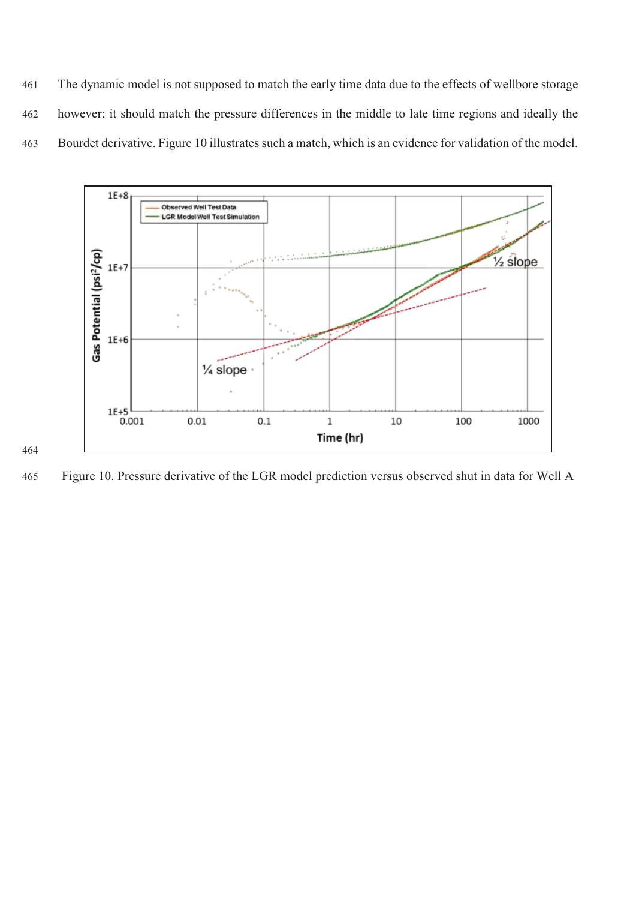The dynamic model is not supposed to match the early time data due to the effects of wellbore storage however; it should match the pressure differences in the middle to late time regions and ideally the Bourdet derivative. Figure 10 illustrates such a match, which is an evidence for validation of the model.

Figure 10. Pressure derivative of the LGR model prediction versus observed shut in data for Well A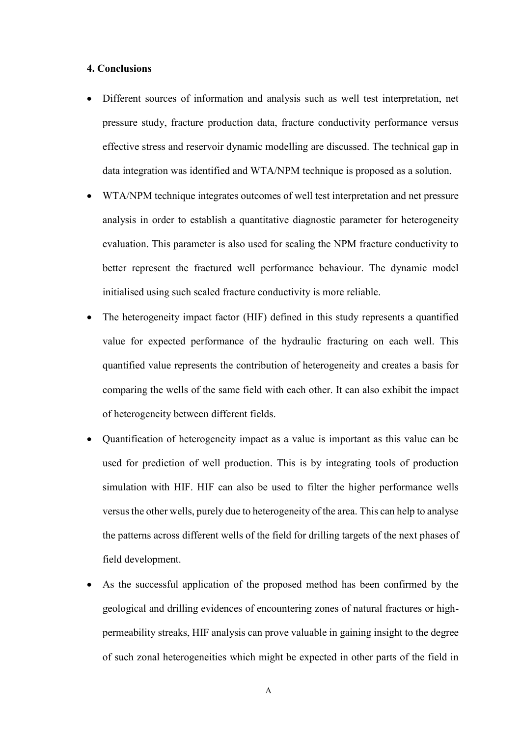### 4. Conclusions

- Different sources of information and analysis such as well test interpretation, net pressure study, fracture production data, fracture conductivity performance versus effective stress and reservoir dynamic modelling are discussed. The technical gap in data integration was identified and WTA/NPM technique is proposed as a solution.
- WTA/NPM technique integrates outcomes of well test interpretation and net pressure analysis in order to establish a quantitative diagnostic parameter for heterogeneity evaluation. This parameter is also used for scaling the NPM fracture conductivity to better represent the fractured well performance behaviour. The dynamic model initialised using such scaled fracture conductivity is more reliable.
- The heterogeneity impact factor (HIF) defined in this study represents a quantified value for expected performance of the hydraulic fracturing on each well. This quantified value represents the contribution of heterogeneity and creates a basis for comparing the wells of the same field with each other. It can also exhibit the impact of heterogeneity between different fields.
- Quantification of heterogeneity impact as a value is important as this value can be used for prediction of well production. This is by integrating tools of production simulation with HIF. HIF can also be used to filter the higher performance wells versus the other wells, purely due to heterogeneity of the area. This can help to analyse the patterns across different wells of the field for drilling targets of the next phases of field development.
- As the successful application of the proposed method has been confirmed by the geological and drilling evidences of encountering zones of natural fractures or high-permeability streaks, HIF analysis can prove valuable in gaining insight to the degree of such zonal heterogeneities which might be expected in other parts of the field in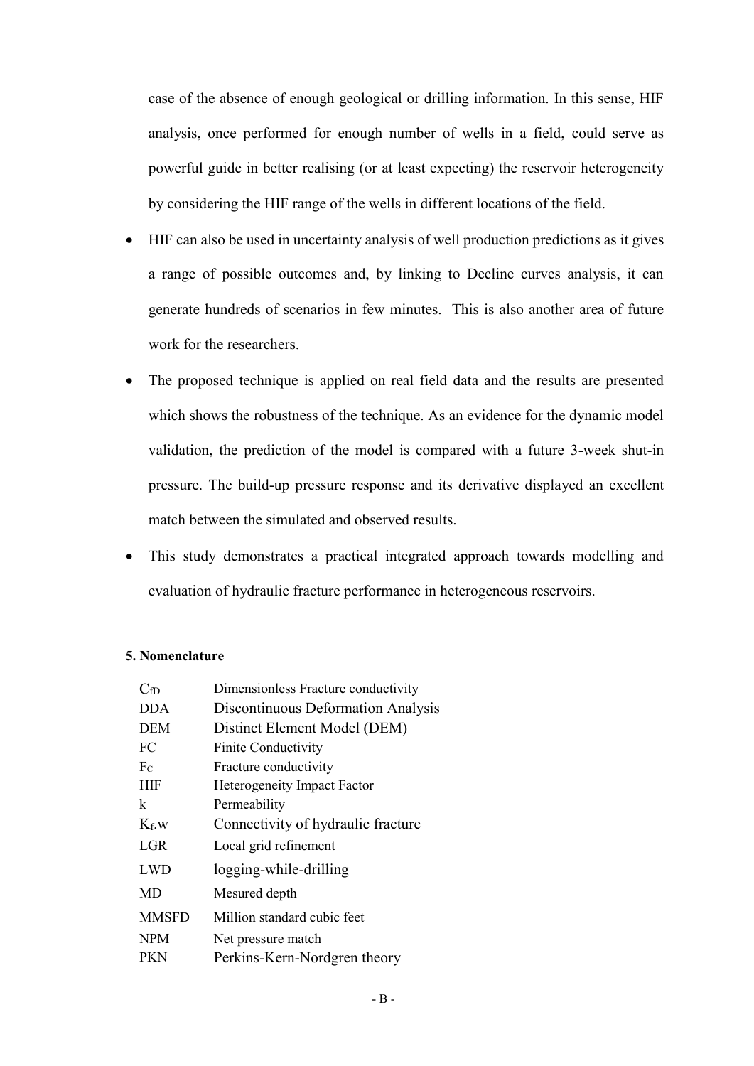case of the absence of enough geological or drilling information. In this sense, HIF analysis, once performed for enough number of wells in a field, could serve as powerful guide in better realising (or at least expecting) the reservoir heterogeneity by considering the HIF range of the wells in different locations of the field.

- HIF can also be used in uncertainty analysis of well production predictions as it gives a range of possible outcomes and, by linking to Decline curves analysis, it can generate hundreds of scenarios in few minutes. This is also another area of future work for the researchers.
- The proposed technique is applied on real field data and the results are presented which shows the robustness of the technique. As an evidence for the dynamic model validation, the prediction of the model is compared with a future 3-week shut-in pressure. The build-up pressure response and its derivative displayed an excellent match between the simulated and observed results.
- This study demonstrates a practical integrated approach towards modelling and evaluation of hydraulic fracture performance in heterogeneous reservoirs.

**5. Nomenclature**

| | |
|---|---|
| $C_{fD}$ | Dimensionless Fracture conductivity |
| DDA | Discontinuous Deformation Analysis |
| DEM | Distinct Element Model (DEM) |
| FC | Finite Conductivity |
| $F_C$ | Fracture conductivity |
| HIF | Heterogeneity Impact Factor |
| k | Permeability |
| $K_f.w$ | Connectivity of hydraulic fracture |
| LGR | Local grid refinement |
| LWD | logging-while-drilling |
| MD | Mesured depth |
| MMSFD | Million standard cubic feet |
| NPM | Net pressure match |
| PKN | Perkins-Kern-Nordgren theory |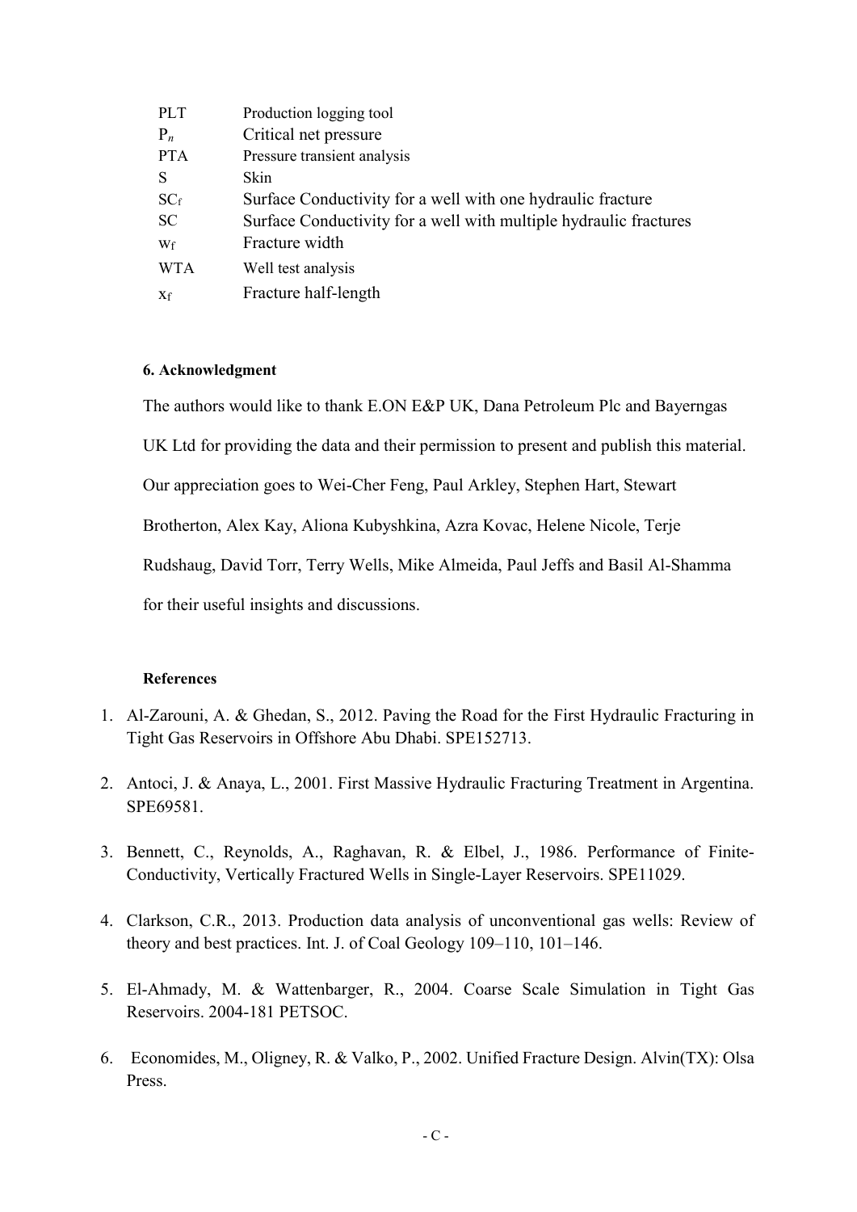| | |
|---|---|
| PLT | Production logging tool |
| $P_n$ | Critical net pressure |
| PTA | Pressure transient analysis |
| S | Skin |
| $SC_f$ | Surface Conductivity for a well with one hydraulic fracture |
| SC | Surface Conductivity for a well with multiple hydraulic fractures |
| $w_f$ | Fracture width |
| WTA | Well test analysis |
| $x_f$ | Fracture half-length |

#### 6. Acknowledgment

The authors would like to thank E.ON E&P UK, Dana Petroleum Plc and Bayerngas UK Ltd for providing the data and their permission to present and publish this material. Our appreciation goes to Wei-Cher Feng, Paul Arkley, Stephen Hart, Stewart Brotherton, Alex Kay, Aliona Kubyshkina, Azra Kovac, Helene Nicole, Terje Rudshaug, David Torr, Terry Wells, Mike Almeida, Paul Jeffs and Basil Al-Shamma for their useful insights and discussions.

#### References

1. Al-Zarouni, A. & Ghedan, S., 2012. Paving the Road for the First Hydraulic Fracturing in Tight Gas Reservoirs in Offshore Abu Dhabi. SPE152713.
2. Antoci, J. & Anaya, L., 2001. First Massive Hydraulic Fracturing Treatment in Argentina. SPE69581.
3. Bennett, C., Reynolds, A., Raghavan, R. & Elbel, J., 1986. Performance of Finite-Conductivity, Vertically Fractured Wells in Single-Layer Reservoirs. SPE11029.
4. Clarkson, C.R., 2013. Production data analysis of unconventional gas wells: Review of theory and best practices. Int. J. of Coal Geology 109–110, 101–146.
5. El-Ahmady, M. & Wattenbarger, R., 2004. Coarse Scale Simulation in Tight Gas Reservoirs. 2004-181 PETSOC.
6. Economides, M., Oligney, R. & Valko, P., 2002. Unified Fracture Design. Alvin(TX): Olsa Press.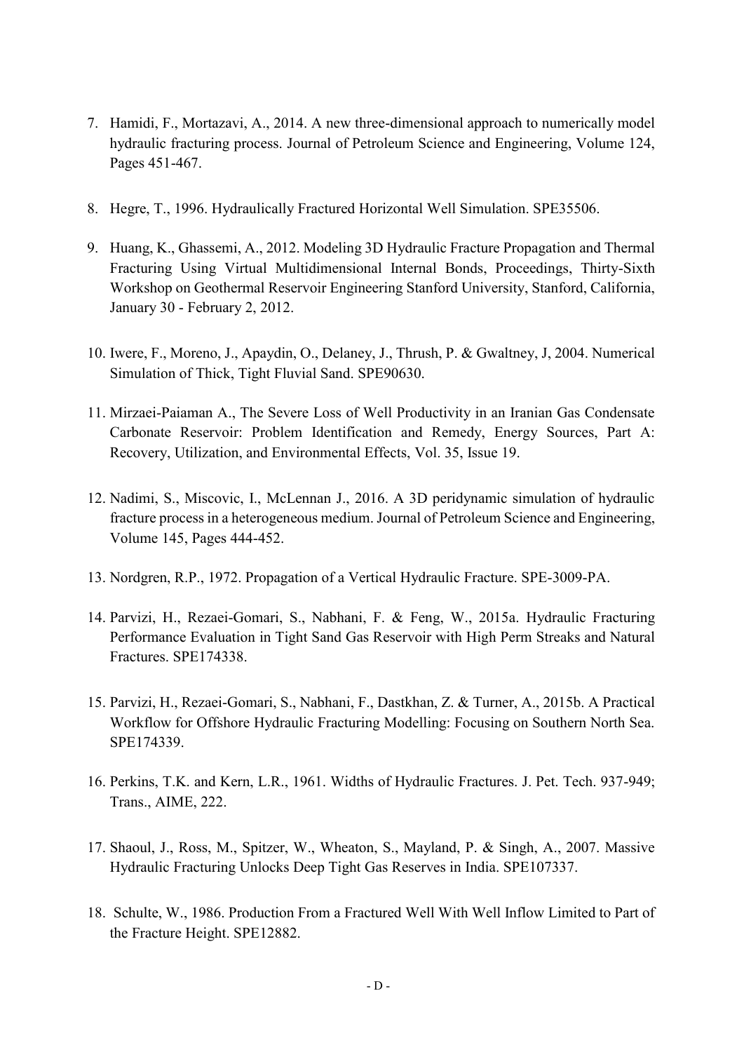7. Hamidi, F., Mortazavi, A., 2014. A new three-dimensional approach to numerically model hydraulic fracturing process. Journal of Petroleum Science and Engineering, Volume 124, Pages 451-467.

8. Hegre, T., 1996. Hydraulically Fractured Horizontal Well Simulation. SPE35506.

9. Huang, K., Ghassemi, A., 2012. Modeling 3D Hydraulic Fracture Propagation and Thermal Fracturing Using Virtual Multidimensional Internal Bonds, Proceedings, Thirty-Sixth Workshop on Geothermal Reservoir Engineering Stanford University, Stanford, California, January 30 - February 2, 2012.

10. Iwere, F., Moreno, J., Apaydin, O., Delaney, J., Thrush, P. & Gwaltney, J, 2004. Numerical Simulation of Thick, Tight Fluvial Sand. SPE90630.

11. Mirzaei-Paiaman A., The Severe Loss of Well Productivity in an Iranian Gas Condensate Carbonate Reservoir: Problem Identification and Remedy, Energy Sources, Part A: Recovery, Utilization, and Environmental Effects, Vol. 35, Issue 19.

12. Nadimi, S., Miscovic, I., McLennan J., 2016. A 3D peridynamic simulation of hydraulic fracture process in a heterogeneous medium. Journal of Petroleum Science and Engineering, Volume 145, Pages 444-452.

13. Nordgren, R.P., 1972. Propagation of a Vertical Hydraulic Fracture. SPE-3009-PA.

14. Parvizi, H., Rezaei-Gomari, S., Nabhani, F. & Feng, W., 2015a. Hydraulic Fracturing Performance Evaluation in Tight Sand Gas Reservoir with High Perm Streaks and Natural Fractures. SPE174338.

15. Parvizi, H., Rezaei-Gomari, S., Nabhani, F., Dastkhan, Z. & Turner, A., 2015b. A Practical Workflow for Offshore Hydraulic Fracturing Modelling: Focusing on Southern North Sea. SPE174339.

16. Perkins, T.K. and Kern, L.R., 1961. Widths of Hydraulic Fractures. J. Pet. Tech. 937-949; Trans., AIME, 222.

17. Shaoul, J., Ross, M., Spitzer, W., Wheaton, S., Mayland, P. & Singh, A., 2007. Massive Hydraulic Fracturing Unlocks Deep Tight Gas Reserves in India. SPE107337.

18. Schulte, W., 1986. Production From a Fractured Well With Well Inflow Limited to Part of the Fracture Height. SPE12882.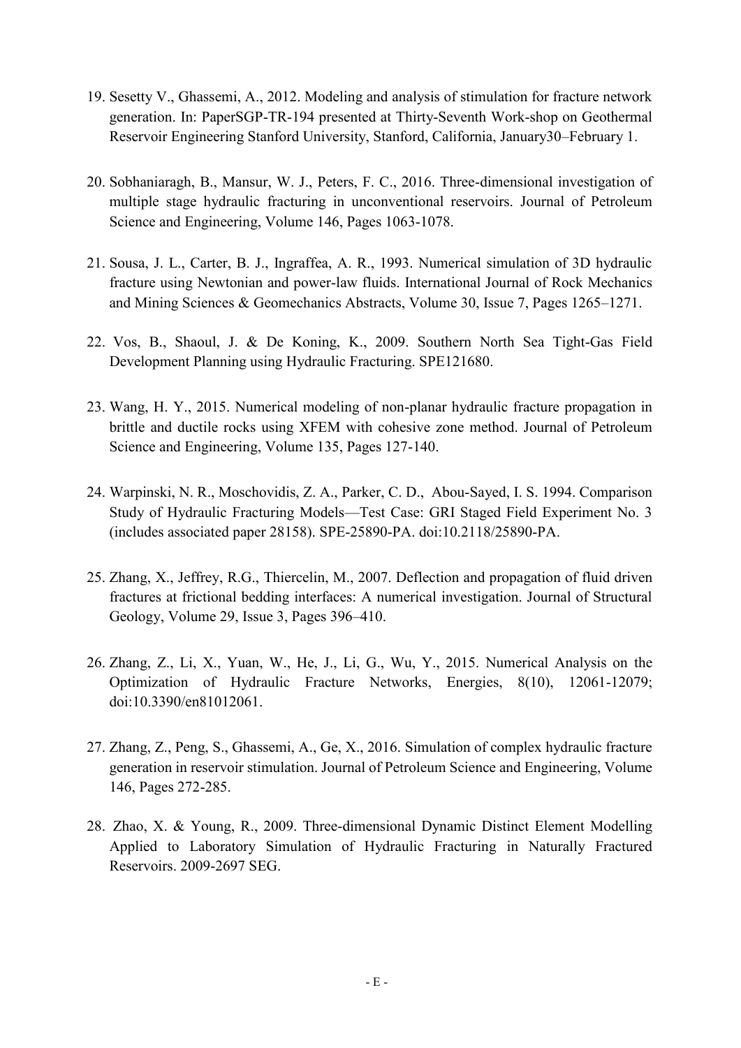19. Sesetty V., Ghassemi, A., 2012. Modeling and analysis of stimulation for fracture network generation. In: PaperSGP-TR-194 presented at Thirty-Seventh Work-shop on Geothermal Reservoir Engineering Stanford University, Stanford, California, January30–February 1.

20. Sobhaniaragh, B., Mansur, W. J., Peters, F. C., 2016. Three-dimensional investigation of multiple stage hydraulic fracturing in unconventional reservoirs. Journal of Petroleum Science and Engineering, Volume 146, Pages 1063-1078.

21. Sousa, J. L., Carter, B. J., Ingraffea, A. R., 1993. Numerical simulation of 3D hydraulic fracture using Newtonian and power-law fluids. International Journal of Rock Mechanics and Mining Sciences & Geomechanics Abstracts, Volume 30, Issue 7, Pages 1265–1271.

22. Vos, B., Shaoul, J. & De Koning, K., 2009. Southern North Sea Tight-Gas Field Development Planning using Hydraulic Fracturing. SPE121680.

23. Wang, H. Y., 2015. Numerical modeling of non-planar hydraulic fracture propagation in brittle and ductile rocks using XFEM with cohesive zone method. Journal of Petroleum Science and Engineering, Volume 135, Pages 127-140.

24. Warpinski, N. R., Moschovidis, Z. A., Parker, C. D., Abou-Sayed, I. S. 1994. Comparison Study of Hydraulic Fracturing Models—Test Case: GRI Staged Field Experiment No. 3 (includes associated paper 28158). SPE-25890-PA. doi:10.2118/25890-PA.

25. Zhang, X., Jeffrey, R.G., Thiercelin, M., 2007. Deflection and propagation of fluid driven fractures at frictional bedding interfaces: A numerical investigation. Journal of Structural Geology, Volume 29, Issue 3, Pages 396–410.

26. Zhang, Z., Li, X., Yuan, W., He, J., Li, G., Wu, Y., 2015. Numerical Analysis on the Optimization of Hydraulic Fracture Networks, Energies, 8(10), 12061-12079; doi:10.3390/en81012061.

27. Zhang, Z., Peng, S., Ghassemi, A., Ge, X., 2016. Simulation of complex hydraulic fracture generation in reservoir stimulation. Journal of Petroleum Science and Engineering, Volume 146, Pages 272-285.

28. Zhao, X. & Young, R., 2009. Three-dimensional Dynamic Distinct Element Modelling Applied to Laboratory Simulation of Hydraulic Fracturing in Naturally Fractured Reservoirs. 2009-2697 SEG.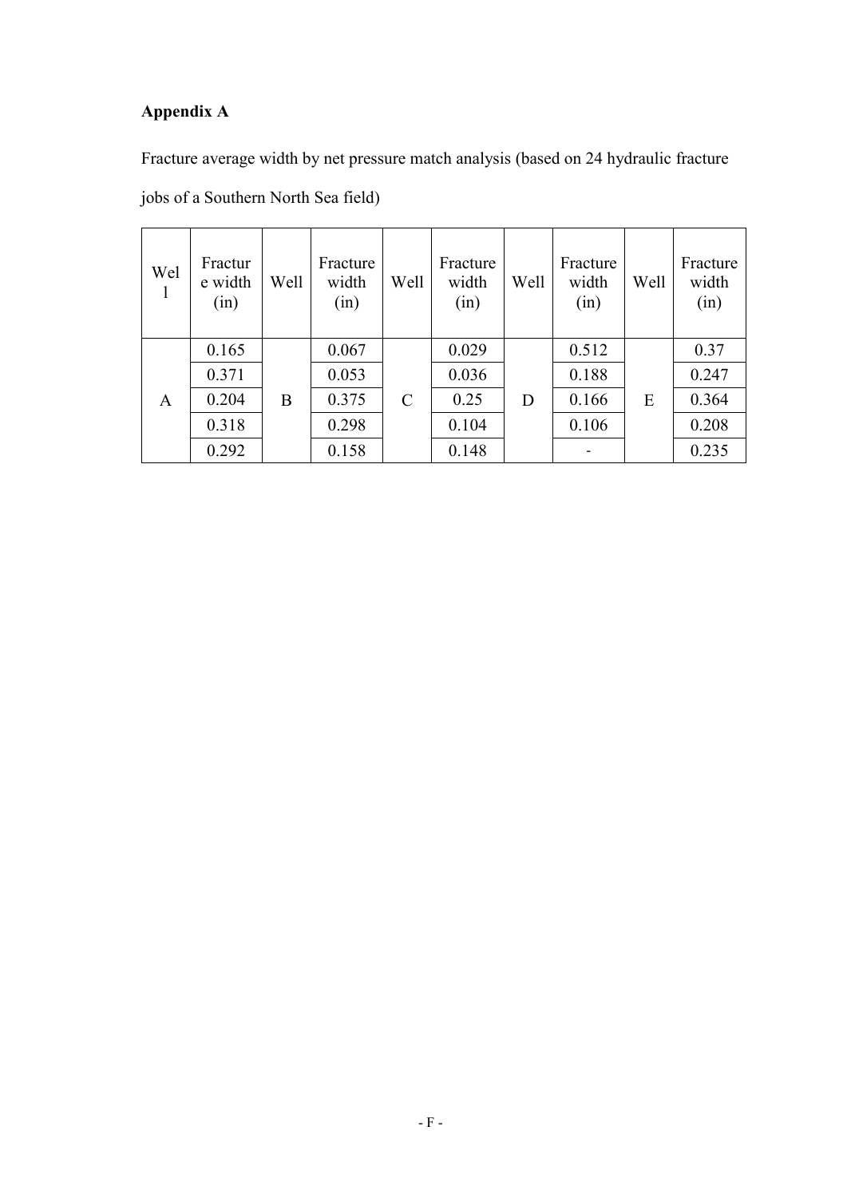**Appendix A**

Fracture average width by net pressure match analysis (based on 24 hydraulic fracture jobs of a Southern North Sea field)

| Well | Fracture width (in) | Well | Fracture width (in) | Well | Fracture width (in) | Well | Fracture width (in) | Well | Fracture width (in) |
|---|---|---|---|---|---|---|---|---|---|
| A | 0.165 | B | 0.067 | C | 0.029 | D | 0.512 | E | 0.37 |
| | 0.371 | | 0.053 | | 0.036 | | 0.188 | | 0.247 |
| | 0.204 | | 0.375 | | 0.25 | | 0.166 | | 0.364 |
| | 0.318 | | 0.298 | | 0.104 | | 0.106 | | 0.208 |
| | 0.292 | | 0.158 | | 0.148 | | - | | 0.235 |